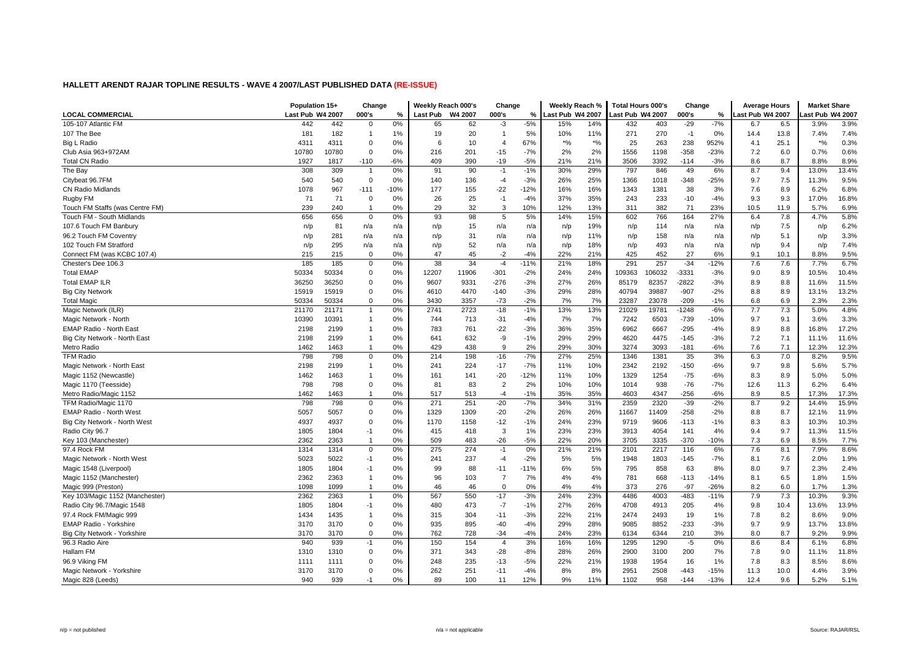## HALLETT ARENDT RAJAR TOPLINE RESULTS - WAVE 4 2007/LAST PUBLISHED DATA (RE-ISSUE)

| LOCAL COMMERCIAL | Population 15+ | | Change | | Weekly Reach 000's | | Change | | Weekly Reach % | | Total Hours 000's | | Change | | Average Hours | | Market Share | |
|---|---|---|---|---|---|---|---|---|---|---|---|---|---|---|---|---|---|---|
| | Last Pub | W4 2007 | 000's | % | Last Pub | W4 2007 | 000's | % | Last Pub | W4 2007 | Last Pub | W4 2007 | 000's | % | Last Pub | W4 2007 | Last Pub | W4 2007 |
| 105-107 Atlantic FM | 442 | 442 | 0 | 0% | 65 | 62 | -3 | -5% | 15% | 14% | 432 | 403 | -29 | -7% | 6.7 | 6.5 | 3.9% | 3.9% |
| 107 The Bee | 181 | 182 | 1 | 1% | 19 | 20 | 1 | 5% | 10% | 11% | 271 | 270 | -1 | 0% | 14.4 | 13.8 | 7.4% | 7.4% |
| Big L Radio | 4311 | 4311 | 0 | 0% | 6 | 10 | 4 | 67% | *% | *% | 25 | 263 | 238 | 952% | 4.1 | 25.1 | *% | 0.3% |
| Club Asia 963+972AM | 10780 | 10780 | 0 | 0% | 216 | 201 | -15 | -7% | 2% | 2% | 1556 | 1198 | -358 | -23% | 7.2 | 6.0 | 0.7% | 0.6% |
| Total CN Radio | 1927 | 1817 | -110 | -6% | 409 | 390 | -19 | -5% | 21% | 21% | 3506 | 3392 | -114 | -3% | 8.6 | 8.7 | 8.8% | 8.9% |
| The Bay | 308 | 309 | 1 | 0% | 91 | 90 | -1 | -1% | 30% | 29% | 797 | 846 | 49 | 6% | 8.7 | 9.4 | 13.0% | 13.4% |
| Citybeat 96.7FM | 540 | 540 | 0 | 0% | 140 | 136 | -4 | -3% | 26% | 25% | 1366 | 1018 | -348 | -25% | 9.7 | 7.5 | 11.3% | 9.5% |
| CN Radio Midlands | 1078 | 967 | -111 | -10% | 177 | 155 | -22 | -12% | 16% | 16% | 1343 | 1381 | 38 | 3% | 7.6 | 8.9 | 6.2% | 6.8% |
| Rugby FM | 71 | 71 | 0 | 0% | 26 | 25 | -1 | -4% | 37% | 35% | 243 | 233 | -10 | -4% | 9.3 | 9.3 | 17.0% | 16.8% |
| Touch FM Staffs (was Centre FM) | 239 | 240 | 1 | 0% | 29 | 32 | 3 | 10% | 12% | 13% | 311 | 382 | 71 | 23% | 10.5 | 11.9 | 5.7% | 6.9% |
| Touch FM - South Midlands | 656 | 656 | 0 | 0% | 93 | 98 | 5 | 5% | 14% | 15% | 602 | 766 | 164 | 27% | 6.4 | 7.8 | 4.7% | 5.8% |
| 107.6 Touch FM Banbury | n/p | 81 | n/a | n/a | n/p | 15 | n/a | n/a | n/p | 19% | n/p | 114 | n/a | n/a | n/p | 7.5 | n/p | 6.2% |
| 96.2 Touch FM Coventry | n/p | 281 | n/a | n/a | n/p | 31 | n/a | n/a | n/p | 11% | n/p | 158 | n/a | n/a | n/p | 5.1 | n/p | 3.3% |
| 102 Touch FM Stratford | n/p | 295 | n/a | n/a | n/p | 52 | n/a | n/a | n/p | 18% | n/p | 493 | n/a | n/a | n/p | 9.4 | n/p | 7.4% |
| Connect FM (was KCBC 107.4) | 215 | 215 | 0 | 0% | 47 | 45 | -2 | -4% | 22% | 21% | 425 | 452 | 27 | 6% | 9.1 | 10.1 | 8.8% | 9.5% |
| Chester's Dee 106.3 | 185 | 185 | 0 | 0% | 38 | 34 | -4 | -11% | 21% | 18% | 291 | 257 | -34 | -12% | 7.6 | 7.6 | 7.7% | 6.7% |
| Total EMAP | 50334 | 50334 | 0 | 0% | 12207 | 11906 | -301 | -2% | 24% | 24% | 109363 | 106032 | -3331 | -3% | 9.0 | 8.9 | 10.5% | 10.4% |
| Total EMAP ILR | 36250 | 36250 | 0 | 0% | 9607 | 9331 | -276 | -3% | 27% | 26% | 85179 | 82357 | -2822 | -3% | 8.9 | 8.8 | 11.6% | 11.5% |
| Big City Network | 15919 | 15919 | 0 | 0% | 4610 | 4470 | -140 | -3% | 29% | 28% | 40794 | 39887 | -907 | -2% | 8.8 | 8.9 | 13.1% | 13.2% |
| Total Magic | 50334 | 50334 | 0 | 0% | 3430 | 3357 | -73 | -2% | 7% | 7% | 23287 | 23078 | -209 | -1% | 6.8 | 6.9 | 2.3% | 2.3% |
| Magic Network (ILR) | 21170 | 21171 | 1 | 0% | 2741 | 2723 | -18 | -1% | 13% | 13% | 21029 | 19781 | -1248 | -6% | 7.7 | 7.3 | 5.0% | 4.8% |
| Magic Network - North | 10390 | 10391 | 1 | 0% | 744 | 713 | -31 | -4% | 7% | 7% | 7242 | 6503 | -739 | -10% | 9.7 | 9.1 | 3.6% | 3.3% |
| EMAP Radio - North East | 2198 | 2199 | 1 | 0% | 783 | 761 | -22 | -3% | 36% | 35% | 6962 | 6667 | -295 | -4% | 8.9 | 8.8 | 16.8% | 17.2% |
| Big City Network - North East | 2198 | 2199 | 1 | 0% | 641 | 632 | -9 | -1% | 29% | 29% | 4620 | 4475 | -145 | -3% | 7.2 | 7.1 | 11.1% | 11.6% |
| Metro Radio | 1462 | 1463 | 1 | 0% | 429 | 438 | 9 | 2% | 29% | 30% | 3274 | 3093 | -181 | -6% | 7.6 | 7.1 | 12.3% | 12.3% |
| TFM Radio | 798 | 798 | 0 | 0% | 214 | 198 | -16 | -7% | 27% | 25% | 1346 | 1381 | 35 | 3% | 6.3 | 7.0 | 8.2% | 9.5% |
| Magic Network - North East | 2198 | 2199 | 1 | 0% | 241 | 224 | -17 | -7% | 11% | 10% | 2342 | 2192 | -150 | -6% | 9.7 | 9.8 | 5.6% | 5.7% |
| Magic 1152 (Newcastle) | 1462 | 1463 | 1 | 0% | 161 | 141 | -20 | -12% | 11% | 10% | 1329 | 1254 | -75 | -6% | 8.3 | 8.9 | 5.0% | 5.0% |
| Magic 1170 (Teesside) | 798 | 798 | 0 | 0% | 81 | 83 | 2 | 2% | 10% | 10% | 1014 | 938 | -76 | -7% | 12.6 | 11.3 | 6.2% | 6.4% |
| Metro Radio/Magic 1152 | 1462 | 1463 | 1 | 0% | 517 | 513 | -4 | -1% | 35% | 35% | 4603 | 4347 | -256 | -6% | 8.9 | 8.5 | 17.3% | 17.3% |
| TFM Radio/Magic 1170 | 798 | 798 | 0 | 0% | 271 | 251 | -20 | -7% | 34% | 31% | 2359 | 2320 | -39 | -2% | 8.7 | 9.2 | 14.4% | 15.9% |
| EMAP Radio - North West | 5057 | 5057 | 0 | 0% | 1329 | 1309 | -20 | -2% | 26% | 26% | 11667 | 11409 | -258 | -2% | 8.8 | 8.7 | 12.1% | 11.9% |
| Big City Network - North West | 4937 | 4937 | 0 | 0% | 1170 | 1158 | -12 | -1% | 24% | 23% | 9719 | 9606 | -113 | -1% | 8.3 | 8.3 | 10.3% | 10.3% |
| Radio City 96.7 | 1805 | 1804 | -1 | 0% | 415 | 418 | 3 | 1% | 23% | 23% | 3913 | 4054 | 141 | 4% | 9.4 | 9.7 | 11.3% | 11.5% |
| Key 103 (Manchester) | 2362 | 2363 | 1 | 0% | 509 | 483 | -26 | -5% | 22% | 20% | 3705 | 3335 | -370 | -10% | 7.3 | 6.9 | 8.5% | 7.7% |
| 97.4 Rock FM | 1314 | 1314 | 0 | 0% | 275 | 274 | -1 | 0% | 21% | 21% | 2101 | 2217 | 116 | 6% | 7.6 | 8.1 | 7.9% | 8.6% |
| Magic Network - North West | 5023 | 5022 | -1 | 0% | 241 | 237 | -4 | -2% | 5% | 5% | 1948 | 1803 | -145 | -7% | 8.1 | 7.6 | 2.0% | 1.9% |
| Magic 1548 (Liverpool) | 1805 | 1804 | -1 | 0% | 99 | 88 | -11 | -11% | 6% | 5% | 795 | 858 | 63 | 8% | 8.0 | 9.7 | 2.3% | 2.4% |
| Magic 1152 (Manchester) | 2362 | 2363 | 1 | 0% | 96 | 103 | 7 | 7% | 4% | 4% | 781 | 668 | -113 | -14% | 8.1 | 6.5 | 1.8% | 1.5% |
| Magic 999 (Preston) | 1098 | 1099 | 1 | 0% | 46 | 46 | 0 | 0% | 4% | 4% | 373 | 276 | -97 | -26% | 8.2 | 6.0 | 1.7% | 1.3% |
| Key 103/Magic 1152 (Manchester) | 2362 | 2363 | 1 | 0% | 567 | 550 | -17 | -3% | 24% | 23% | 4486 | 4003 | -483 | -11% | 7.9 | 7.3 | 10.3% | 9.3% |
| Radio City 96.7/Magic 1548 | 1805 | 1804 | -1 | 0% | 480 | 473 | -7 | -1% | 27% | 26% | 4708 | 4913 | 205 | 4% | 9.8 | 10.4 | 13.6% | 13.9% |
| 97.4 Rock FM/Magic 999 | 1434 | 1435 | 1 | 0% | 315 | 304 | -11 | -3% | 22% | 21% | 2474 | 2493 | 19 | 1% | 7.8 | 8.2 | 8.6% | 9.0% |
| EMAP Radio - Yorkshire | 3170 | 3170 | 0 | 0% | 935 | 895 | -40 | -4% | 29% | 28% | 9085 | 8852 | -233 | -3% | 9.7 | 9.9 | 13.7% | 13.8% |
| Big City Network - Yorkshire | 3170 | 3170 | 0 | 0% | 762 | 728 | -34 | -4% | 24% | 23% | 6134 | 6344 | 210 | 3% | 8.0 | 8.7 | 9.2% | 9.9% |
| 96.3 Radio Aire | 940 | 939 | -1 | 0% | 150 | 154 | 4 | 3% | 16% | 16% | 1295 | 1290 | -5 | 0% | 8.6 | 8.4 | 6.1% | 6.8% |
| Hallam FM | 1310 | 1310 | 0 | 0% | 371 | 343 | -28 | -8% | 28% | 26% | 2900 | 3100 | 200 | 7% | 7.8 | 9.0 | 11.1% | 11.8% |
| 96.9 Viking FM | 1111 | 1111 | 0 | 0% | 248 | 235 | -13 | -5% | 22% | 21% | 1938 | 1954 | 16 | 1% | 7.8 | 8.3 | 8.5% | 8.6% |
| Magic Network - Yorkshire | 3170 | 3170 | 0 | 0% | 262 | 251 | -11 | -4% | 8% | 8% | 2951 | 2508 | -443 | -15% | 11.3 | 10.0 | 4.4% | 3.9% |
| Magic 828 (Leeds) | 940 | 939 | -1 | 0% | 89 | 100 | 11 | 12% | 9% | 11% | 1102 | 958 | -144 | -13% | 12.4 | 9.6 | 5.2% | 5.1% |

n/p = not published

n/a = not applicable

Source: RAJAR/RSL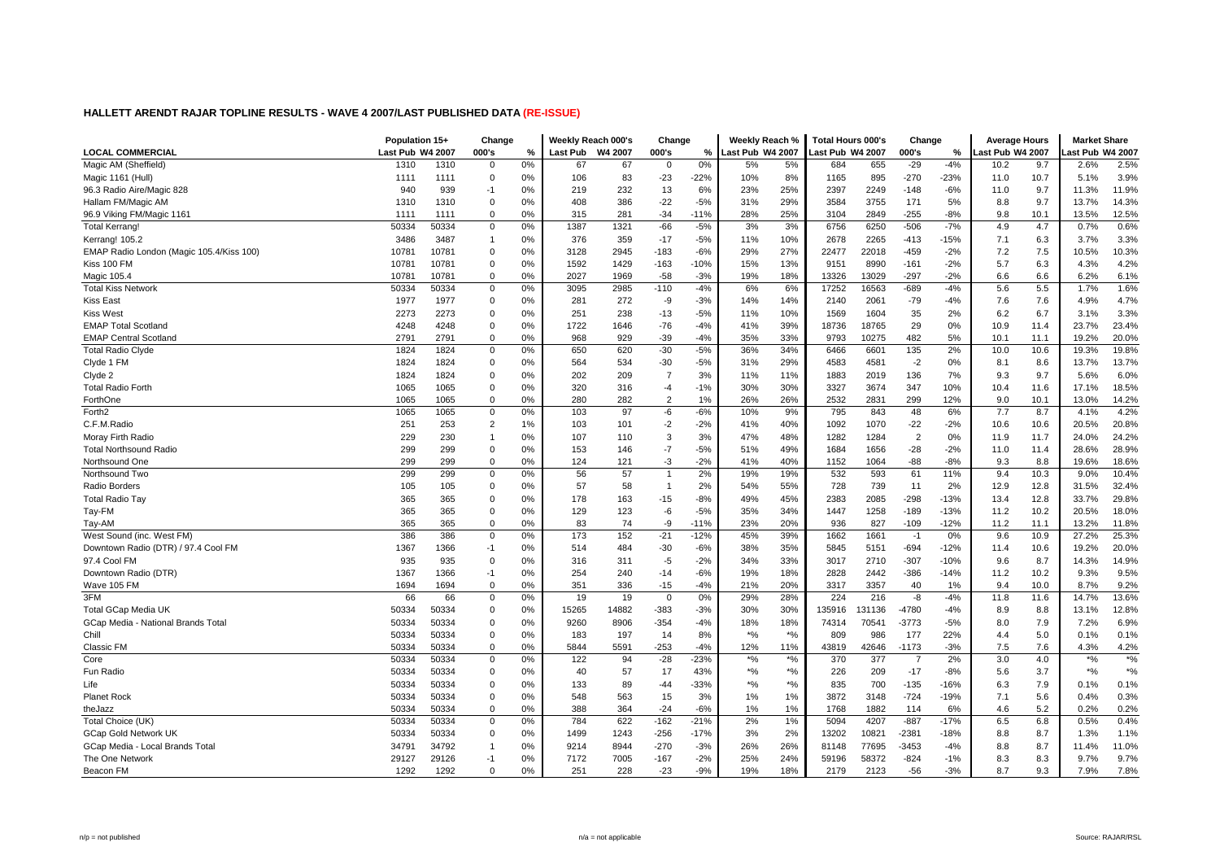## HALLETT ARENDT RAJAR TOPLINE RESULTS - WAVE 4 2007/LAST PUBLISHED DATA (RE-ISSUE)

| LOCAL COMMERCIAL | Population 15+ | | Change | | Weekly Reach 000's | | Change | | Weekly Reach % | | Total Hours 000's | | Change | | Average Hours | | Market Share | |
|---|---|---|---|---|---|---|---|---|---|---|---|---|---|---|---|---|---|---|
| | Last Pub | W4 2007 | 000's | % | Last Pub | W4 2007 | 000's | % | Last Pub | W4 2007 | Last Pub | W4 2007 | 000's | % | Last Pub | W4 2007 | Last Pub | W4 2007 |
| Magic AM (Sheffield) | 1310 | 1310 | 0 | 0% | 67 | 67 | 0 | 0% | 5% | 5% | 684 | 655 | -29 | -4% | 10.2 | 9.7 | 2.6% | 2.5% |
| Magic 1161 (Hull) | 1111 | 1111 | 0 | 0% | 106 | 83 | -23 | -22% | 10% | 8% | 1165 | 895 | -270 | -23% | 11.0 | 10.7 | 5.1% | 3.9% |
| 96.3 Radio Aire/Magic 828 | 940 | 939 | -1 | 0% | 219 | 232 | 13 | 6% | 23% | 25% | 2397 | 2249 | -148 | -6% | 11.0 | 9.7 | 11.3% | 11.9% |
| Hallam FM/Magic AM | 1310 | 1310 | 0 | 0% | 408 | 386 | -22 | -5% | 31% | 29% | 3584 | 3755 | 171 | 5% | 8.8 | 9.7 | 13.7% | 14.3% |
| 96.9 Viking FM/Magic 1161 | 1111 | 1111 | 0 | 0% | 315 | 281 | -34 | -11% | 28% | 25% | 3104 | 2849 | -255 | -8% | 9.8 | 10.1 | 13.5% | 12.5% |
| Total Kerrang! | 50334 | 50334 | 0 | 0% | 1387 | 1321 | -66 | -5% | 3% | 3% | 6756 | 6250 | -506 | -7% | 4.9 | 4.7 | 0.7% | 0.6% |
| Kerrang! 105.2 | 3486 | 3487 | 1 | 0% | 376 | 359 | -17 | -5% | 11% | 10% | 2678 | 2265 | -413 | -15% | 7.1 | 6.3 | 3.7% | 3.3% |
| EMAP Radio London (Magic 105.4/Kiss 100) | 10781 | 10781 | 0 | 0% | 3128 | 2945 | -183 | -6% | 29% | 27% | 22477 | 22018 | -459 | -2% | 7.2 | 7.5 | 10.5% | 10.3% |
| Kiss 100 FM | 10781 | 10781 | 0 | 0% | 1592 | 1429 | -163 | -10% | 15% | 13% | 9151 | 8990 | -161 | -2% | 5.7 | 6.3 | 4.3% | 4.2% |
| Magic 105.4 | 10781 | 10781 | 0 | 0% | 2027 | 1969 | -58 | -3% | 19% | 18% | 13326 | 13029 | -297 | -2% | 6.6 | 6.6 | 6.2% | 6.1% |
| Total Kiss Network | 50334 | 50334 | 0 | 0% | 3095 | 2985 | -110 | -4% | 6% | 6% | 17252 | 16563 | -689 | -4% | 5.6 | 5.5 | 1.7% | 1.6% |
| Kiss East | 1977 | 1977 | 0 | 0% | 281 | 272 | -9 | -3% | 14% | 14% | 2140 | 2061 | -79 | -4% | 7.6 | 7.6 | 4.9% | 4.7% |
| Kiss West | 2273 | 2273 | 0 | 0% | 251 | 238 | -13 | -5% | 11% | 10% | 1569 | 1604 | 35 | 2% | 6.2 | 6.7 | 3.1% | 3.3% |
| EMAP Total Scotland | 4248 | 4248 | 0 | 0% | 1722 | 1646 | -76 | -4% | 41% | 39% | 18736 | 18765 | 29 | 0% | 10.9 | 11.4 | 23.7% | 23.4% |
| EMAP Central Scotland | 2791 | 2791 | 0 | 0% | 968 | 929 | -39 | -4% | 35% | 33% | 9793 | 10275 | 482 | 5% | 10.1 | 11.1 | 19.2% | 20.0% |
| Total Radio Clyde | 1824 | 1824 | 0 | 0% | 650 | 620 | -30 | -5% | 36% | 34% | 6466 | 6601 | 135 | 2% | 10.0 | 10.6 | 19.3% | 19.8% |
| Clyde 1 FM | 1824 | 1824 | 0 | 0% | 564 | 534 | -30 | -5% | 31% | 29% | 4583 | 4581 | -2 | 0% | 8.1 | 8.6 | 13.7% | 13.7% |
| Clyde 2 | 1824 | 1824 | 0 | 0% | 202 | 209 | 7 | 3% | 11% | 11% | 1883 | 2019 | 136 | 7% | 9.3 | 9.7 | 5.6% | 6.0% |
| Total Radio Forth | 1065 | 1065 | 0 | 0% | 320 | 316 | -4 | -1% | 30% | 30% | 3327 | 3674 | 347 | 10% | 10.4 | 11.6 | 17.1% | 18.5% |
| ForthOne | 1065 | 1065 | 0 | 0% | 280 | 282 | 2 | 1% | 26% | 26% | 2532 | 2831 | 299 | 12% | 9.0 | 10.1 | 13.0% | 14.2% |
| Forth2 | 1065 | 1065 | 0 | 0% | 103 | 97 | -6 | -6% | 10% | 9% | 795 | 843 | 48 | 6% | 7.7 | 8.7 | 4.1% | 4.2% |
| C.F.M.Radio | 251 | 253 | 2 | 1% | 103 | 101 | -2 | -2% | 41% | 40% | 1092 | 1070 | -22 | -2% | 10.6 | 10.6 | 20.5% | 20.8% |
| Moray Firth Radio | 229 | 230 | 1 | 0% | 107 | 110 | 3 | 3% | 47% | 48% | 1282 | 1284 | 2 | 0% | 11.9 | 11.7 | 24.0% | 24.2% |
| Total Northsound Radio | 299 | 299 | 0 | 0% | 153 | 146 | -7 | -5% | 51% | 49% | 1684 | 1656 | -28 | -2% | 11.0 | 11.4 | 28.6% | 28.9% |
| Northsound One | 299 | 299 | 0 | 0% | 124 | 121 | -3 | -2% | 41% | 40% | 1152 | 1064 | -88 | -8% | 9.3 | 8.8 | 19.6% | 18.6% |
| Northsound Two | 299 | 299 | 0 | 0% | 56 | 57 | 1 | 2% | 19% | 19% | 532 | 593 | 61 | 11% | 9.4 | 10.3 | 9.0% | 10.4% |
| Radio Borders | 105 | 105 | 0 | 0% | 57 | 58 | 1 | 2% | 54% | 55% | 728 | 739 | 11 | 2% | 12.9 | 12.8 | 31.5% | 32.4% |
| Total Radio Tay | 365 | 365 | 0 | 0% | 178 | 163 | -15 | -8% | 49% | 45% | 2383 | 2085 | -298 | -13% | 13.4 | 12.8 | 33.7% | 29.8% |
| Tay-FM | 365 | 365 | 0 | 0% | 129 | 123 | -6 | -5% | 35% | 34% | 1447 | 1258 | -189 | -13% | 11.2 | 10.2 | 20.5% | 18.0% |
| Tay-AM | 365 | 365 | 0 | 0% | 83 | 74 | -9 | -11% | 23% | 20% | 936 | 827 | -109 | -12% | 11.2 | 11.1 | 13.2% | 11.8% |
| West Sound (inc. West FM) | 386 | 386 | 0 | 0% | 173 | 152 | -21 | -12% | 45% | 39% | 1662 | 1661 | -1 | 0% | 9.6 | 10.9 | 27.2% | 25.3% |
| Downtown Radio (DTR) / 97.4 Cool FM | 1367 | 1366 | -1 | 0% | 514 | 484 | -30 | -6% | 38% | 35% | 5845 | 5151 | -694 | -12% | 11.4 | 10.6 | 19.2% | 20.0% |
| 97.4 Cool FM | 935 | 935 | 0 | 0% | 316 | 311 | -5 | -2% | 34% | 33% | 3017 | 2710 | -307 | -10% | 9.6 | 8.7 | 14.3% | 14.9% |
| Downtown Radio (DTR) | 1367 | 1366 | -1 | 0% | 254 | 240 | -14 | -6% | 19% | 18% | 2828 | 2442 | -386 | -14% | 11.2 | 10.2 | 9.3% | 9.5% |
| Wave 105 FM | 1694 | 1694 | 0 | 0% | 351 | 336 | -15 | -4% | 21% | 20% | 3317 | 3357 | 40 | 1% | 9.4 | 10.0 | 8.7% | 9.2% |
| 3FM | 66 | 66 | 0 | 0% | 19 | 19 | 0 | 0% | 29% | 28% | 224 | 216 | -8 | -4% | 11.8 | 11.6 | 14.7% | 13.6% |
| Total GCap Media UK | 50334 | 50334 | 0 | 0% | 15265 | 14882 | -383 | -3% | 30% | 30% | 135916 | 131136 | -4780 | -4% | 8.9 | 8.8 | 13.1% | 12.8% |
| GCap Media - National Brands Total | 50334 | 50334 | 0 | 0% | 9260 | 8906 | -354 | -4% | 18% | 18% | 74314 | 70541 | -3773 | -5% | 8.0 | 7.9 | 7.2% | 6.9% |
| Chill | 50334 | 50334 | 0 | 0% | 183 | 197 | 14 | 8% | *% | *% | 809 | 986 | 177 | 22% | 4.4 | 5.0 | 0.1% | 0.1% |
| Classic FM | 50334 | 50334 | 0 | 0% | 5844 | 5591 | -253 | -4% | 12% | 11% | 43819 | 42646 | -1173 | -3% | 7.5 | 7.6 | 4.3% | 4.2% |
| Core | 50334 | 50334 | 0 | 0% | 122 | 94 | -28 | -23% | *% | *% | 370 | 377 | 7 | 2% | 3.0 | 4.0 | *% | *% |
| Fun Radio | 50334 | 50334 | 0 | 0% | 40 | 57 | 17 | 43% | *% | *% | 226 | 209 | -17 | -8% | 5.6 | 3.7 | *% | *% |
| Life | 50334 | 50334 | 0 | 0% | 133 | 89 | -44 | -33% | *% | *% | 835 | 700 | -135 | -16% | 6.3 | 7.9 | 0.1% | 0.1% |
| Planet Rock | 50334 | 50334 | 0 | 0% | 548 | 563 | 15 | 3% | 1% | 1% | 3872 | 3148 | -724 | -19% | 7.1 | 5.6 | 0.4% | 0.3% |
| theJazz | 50334 | 50334 | 0 | 0% | 388 | 364 | -24 | -6% | 1% | 1% | 1768 | 1882 | 114 | 6% | 4.6 | 5.2 | 0.2% | 0.2% |
| Total Choice (UK) | 50334 | 50334 | 0 | 0% | 784 | 622 | -162 | -21% | 2% | 1% | 5094 | 4207 | -887 | -17% | 6.5 | 6.8 | 0.5% | 0.4% |
| GCap Gold Network UK | 50334 | 50334 | 0 | 0% | 1499 | 1243 | -256 | -17% | 3% | 2% | 13202 | 10821 | -2381 | -18% | 8.8 | 8.7 | 1.3% | 1.1% |
| GCap Media - Local Brands Total | 34791 | 34792 | 1 | 0% | 9214 | 8944 | -270 | -3% | 26% | 26% | 81148 | 77695 | -3453 | -4% | 8.8 | 8.7 | 11.4% | 11.0% |
| The One Network | 29127 | 29126 | -1 | 0% | 7172 | 7005 | -167 | -2% | 25% | 24% | 59196 | 58372 | -824 | -1% | 8.3 | 8.3 | 9.7% | 9.7% |
| Beacon FM | 1292 | 1292 | 0 | 0% | 251 | 228 | -23 | -9% | 19% | 18% | 2179 | 2123 | -56 | -3% | 8.7 | 9.3 | 7.9% | 7.8% |

n/p = not published | n/a = not applicable | Source: RAJAR/RSL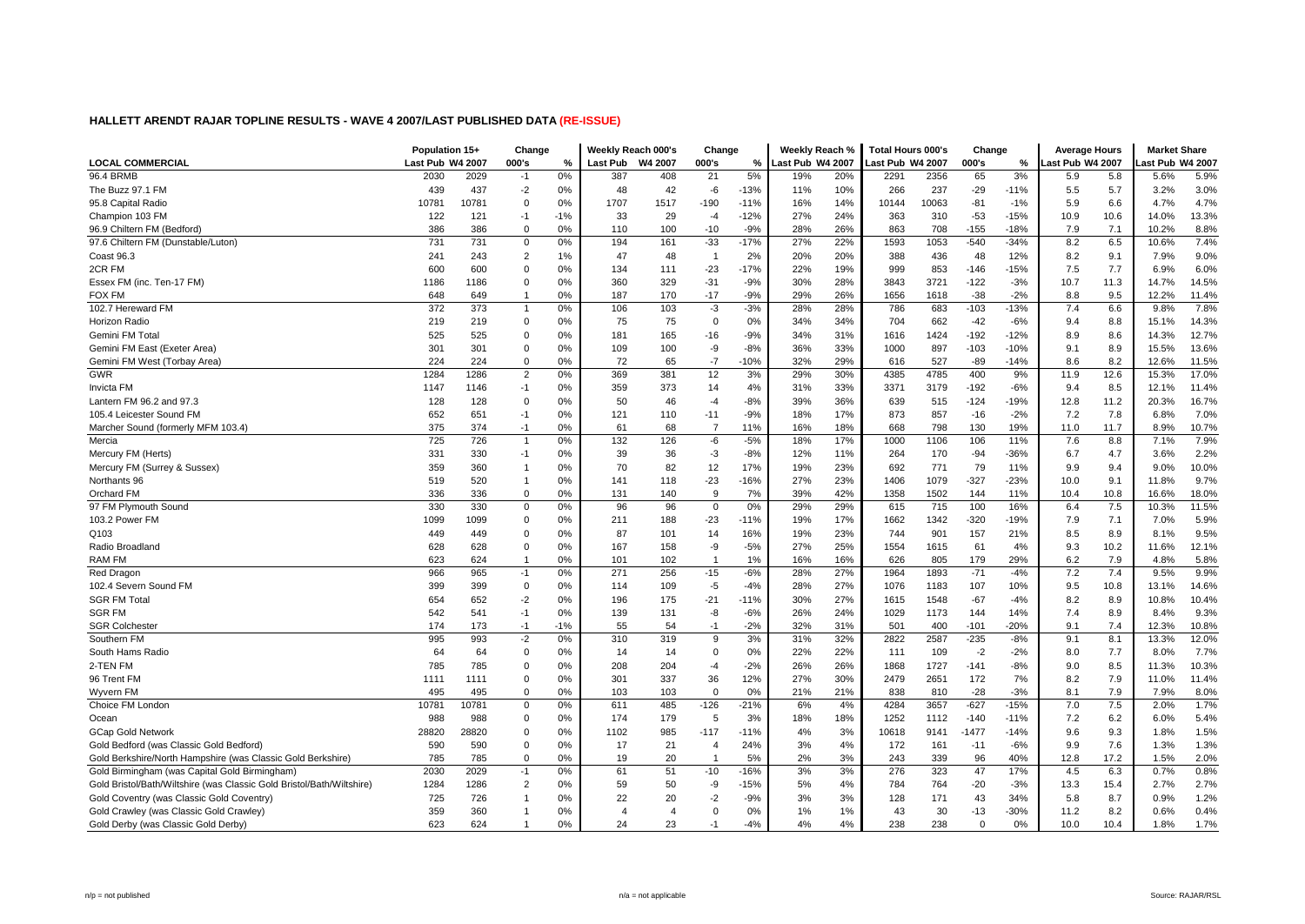## HALLETT ARENDT RAJAR TOPLINE RESULTS - WAVE 4 2007/LAST PUBLISHED DATA (RE-ISSUE)

| | Population 15+ | | Change | | Weekly Reach 000's | | Change | | Weekly Reach % | | Total Hours 000's | | Change | | Average Hours | | Market Share | |
|---|---|---|---|---|---|---|---|---|---|---|---|---|---|---|---|---|---|---|
| LOCAL COMMERCIAL | Last Pub | W4 2007 | 000's | % | Last Pub | W4 2007 | 000's | % | Last Pub | W4 2007 | Last Pub | W4 2007 | 000's | % | Last Pub | W4 2007 | Last Pub | W4 2007 |
| 96.4 BRMB | 2030 | 2029 | -1 | 0% | 387 | 408 | 21 | 5% | 19% | 20% | 2291 | 2356 | 65 | 3% | 5.9 | 5.8 | 5.6% | 5.9% |
| The Buzz 97.1 FM | 439 | 437 | -2 | 0% | 48 | 42 | -6 | -13% | 11% | 10% | 266 | 237 | -29 | -11% | 5.5 | 5.7 | 3.2% | 3.0% |
| 95.8 Capital Radio | 10781 | 10781 | 0 | 0% | 1707 | 1517 | -190 | -11% | 16% | 14% | 10144 | 10063 | -81 | -1% | 5.9 | 6.6 | 4.7% | 4.7% |
| Champion 103 FM | 122 | 121 | -1 | -1% | 33 | 29 | -4 | -12% | 27% | 24% | 363 | 310 | -53 | -15% | 10.9 | 10.6 | 14.0% | 13.3% |
| 96.9 Chiltern FM (Bedford) | 386 | 386 | 0 | 0% | 110 | 100 | -10 | -9% | 28% | 26% | 863 | 708 | -155 | -18% | 7.9 | 7.1 | 10.2% | 8.8% |
| 97.6 Chiltern FM (Dunstable/Luton) | 731 | 731 | 0 | 0% | 194 | 161 | -33 | -17% | 27% | 22% | 1593 | 1053 | -540 | -34% | 8.2 | 6.5 | 10.6% | 7.4% |
| Coast 96.3 | 241 | 243 | 2 | 1% | 47 | 48 | 1 | 2% | 20% | 20% | 388 | 436 | 48 | 12% | 8.2 | 9.1 | 7.9% | 9.0% |
| 2CR FM | 600 | 600 | 0 | 0% | 134 | 111 | -23 | -17% | 22% | 19% | 999 | 853 | -146 | -15% | 7.5 | 7.7 | 6.9% | 6.0% |
| Essex FM (inc. Ten-17 FM) | 1186 | 1186 | 0 | 0% | 360 | 329 | -31 | -9% | 30% | 28% | 3843 | 3721 | -122 | -3% | 10.7 | 11.3 | 14.7% | 14.5% |
| FOX FM | 648 | 649 | 1 | 0% | 187 | 170 | -17 | -9% | 29% | 26% | 1656 | 1618 | -38 | -2% | 8.8 | 9.5 | 12.2% | 11.4% |
| 102.7 Hereward FM | 372 | 373 | 1 | 0% | 106 | 103 | -3 | -3% | 28% | 28% | 786 | 683 | -103 | -13% | 7.4 | 6.6 | 9.8% | 7.8% |
| Horizon Radio | 219 | 219 | 0 | 0% | 75 | 75 | 0 | 0% | 34% | 34% | 704 | 662 | -42 | -6% | 9.4 | 8.8 | 15.1% | 14.3% |
| Gemini FM Total | 525 | 525 | 0 | 0% | 181 | 165 | -16 | -9% | 34% | 31% | 1616 | 1424 | -192 | -12% | 8.9 | 8.6 | 14.3% | 12.7% |
| Gemini FM East (Exeter Area) | 301 | 301 | 0 | 0% | 109 | 100 | -9 | -8% | 36% | 33% | 1000 | 897 | -103 | -10% | 9.1 | 8.9 | 15.5% | 13.6% |
| Gemini FM West (Torbay Area) | 224 | 224 | 0 | 0% | 72 | 65 | -7 | -10% | 32% | 29% | 616 | 527 | -89 | -14% | 8.6 | 8.2 | 12.6% | 11.5% |
| GWR | 1284 | 1286 | 2 | 0% | 369 | 381 | 12 | 3% | 29% | 30% | 4385 | 4785 | 400 | 9% | 11.9 | 12.6 | 15.3% | 17.0% |
| Invicta FM | 1147 | 1146 | -1 | 0% | 359 | 373 | 14 | 4% | 31% | 33% | 3371 | 3179 | -192 | -6% | 9.4 | 8.5 | 12.1% | 11.4% |
| Lantern FM 96.2 and 97.3 | 128 | 128 | 0 | 0% | 50 | 46 | -4 | -8% | 39% | 36% | 639 | 515 | -124 | -19% | 12.8 | 11.2 | 20.3% | 16.7% |
| 105.4 Leicester Sound FM | 652 | 651 | -1 | 0% | 121 | 110 | -11 | -9% | 18% | 17% | 873 | 857 | -16 | -2% | 7.2 | 7.8 | 6.8% | 7.0% |
| Marcher Sound (formerly MFM 103.4) | 375 | 374 | -1 | 0% | 61 | 68 | 7 | 11% | 16% | 18% | 668 | 798 | 130 | 19% | 11.0 | 11.7 | 8.9% | 10.7% |
| Mercia | 725 | 726 | 1 | 0% | 132 | 126 | -6 | -5% | 18% | 17% | 1000 | 1106 | 106 | 11% | 7.6 | 8.8 | 7.1% | 7.9% |
| Mercury FM (Herts) | 331 | 330 | -1 | 0% | 39 | 36 | -3 | -8% | 12% | 11% | 264 | 170 | -94 | -36% | 6.7 | 4.7 | 3.6% | 2.2% |
| Mercury FM (Surrey & Sussex) | 359 | 360 | 1 | 0% | 70 | 82 | 12 | 17% | 19% | 23% | 692 | 771 | 79 | 11% | 9.9 | 9.4 | 9.0% | 10.0% |
| Northants 96 | 519 | 520 | 1 | 0% | 141 | 118 | -23 | -16% | 27% | 23% | 1406 | 1079 | -327 | -23% | 10.0 | 9.1 | 11.8% | 9.7% |
| Orchard FM | 336 | 336 | 0 | 0% | 131 | 140 | 9 | 7% | 39% | 42% | 1358 | 1502 | 144 | 11% | 10.4 | 10.8 | 16.6% | 18.0% |
| 97 FM Plymouth Sound | 330 | 330 | 0 | 0% | 96 | 96 | 0 | 0% | 29% | 29% | 615 | 715 | 100 | 16% | 6.4 | 7.5 | 10.3% | 11.5% |
| 103.2 Power FM | 1099 | 1099 | 0 | 0% | 211 | 188 | -23 | -11% | 19% | 17% | 1662 | 1342 | -320 | -19% | 7.9 | 7.1 | 7.0% | 5.9% |
| Q103 | 449 | 449 | 0 | 0% | 87 | 101 | 14 | 16% | 19% | 23% | 744 | 901 | 157 | 21% | 8.5 | 8.9 | 8.1% | 9.5% |
| Radio Broadland | 628 | 628 | 0 | 0% | 167 | 158 | -9 | -5% | 27% | 25% | 1554 | 1615 | 61 | 4% | 9.3 | 10.2 | 11.6% | 12.1% |
| RAM FM | 623 | 624 | 1 | 0% | 101 | 102 | 1 | 1% | 16% | 16% | 626 | 805 | 179 | 29% | 6.2 | 7.9 | 4.8% | 5.8% |
| Red Dragon | 966 | 965 | -1 | 0% | 271 | 256 | -15 | -6% | 28% | 27% | 1964 | 1893 | -71 | -4% | 7.2 | 7.4 | 9.5% | 9.9% |
| 102.4 Severn Sound FM | 399 | 399 | 0 | 0% | 114 | 109 | -5 | -4% | 28% | 27% | 1076 | 1183 | 107 | 10% | 9.5 | 10.8 | 13.1% | 14.6% |
| SGR FM Total | 654 | 652 | -2 | 0% | 196 | 175 | -21 | -11% | 30% | 27% | 1615 | 1548 | -67 | -4% | 8.2 | 8.9 | 10.8% | 10.4% |
| SGR FM | 542 | 541 | -1 | 0% | 139 | 131 | -8 | -6% | 26% | 24% | 1029 | 1173 | 144 | 14% | 7.4 | 8.9 | 8.4% | 9.3% |
| SGR Colchester | 174 | 173 | -1 | -1% | 55 | 54 | -1 | -2% | 32% | 31% | 501 | 400 | -101 | -20% | 9.1 | 7.4 | 12.3% | 10.8% |
| Southern FM | 995 | 993 | -2 | 0% | 310 | 319 | 9 | 3% | 31% | 32% | 2822 | 2587 | -235 | -8% | 9.1 | 8.1 | 13.3% | 12.0% |
| South Hams Radio | 64 | 64 | 0 | 0% | 14 | 14 | 0 | 0% | 22% | 22% | 111 | 109 | -2 | -2% | 8.0 | 7.7 | 8.0% | 7.7% |
| 2-TEN FM | 785 | 785 | 0 | 0% | 208 | 204 | -4 | -2% | 26% | 26% | 1868 | 1727 | -141 | -8% | 9.0 | 8.5 | 11.3% | 10.3% |
| 96 Trent FM | 1111 | 1111 | 0 | 0% | 301 | 337 | 36 | 12% | 27% | 30% | 2479 | 2651 | 172 | 7% | 8.2 | 7.9 | 11.0% | 11.4% |
| Wyvern FM | 495 | 495 | 0 | 0% | 103 | 103 | 0 | 0% | 21% | 21% | 838 | 810 | -28 | -3% | 8.1 | 7.9 | 7.9% | 8.0% |
| Choice FM London | 10781 | 10781 | 0 | 0% | 611 | 485 | -126 | -21% | 6% | 4% | 4284 | 3657 | -627 | -15% | 7.0 | 7.5 | 2.0% | 1.7% |
| Ocean | 988 | 988 | 0 | 0% | 174 | 179 | 5 | 3% | 18% | 18% | 1252 | 1112 | -140 | -11% | 7.2 | 6.2 | 6.0% | 5.4% |
| GCap Gold Network | 28820 | 28820 | 0 | 0% | 1102 | 985 | -117 | -11% | 4% | 3% | 10618 | 9141 | -1477 | -14% | 9.6 | 9.3 | 1.8% | 1.5% |
| Gold Bedford (was Classic Gold Bedford) | 590 | 590 | 0 | 0% | 17 | 21 | 4 | 24% | 3% | 4% | 172 | 161 | -11 | -6% | 9.9 | 7.6 | 1.3% | 1.3% |
| Gold Berkshire/North Hampshire (was Classic Gold Berkshire) | 785 | 785 | 0 | 0% | 19 | 20 | 1 | 5% | 2% | 3% | 243 | 339 | 96 | 40% | 12.8 | 17.2 | 1.5% | 2.0% |
| Gold Birmingham (was Capital Gold Birmingham) | 2030 | 2029 | -1 | 0% | 61 | 51 | -10 | -16% | 3% | 3% | 276 | 323 | 47 | 17% | 4.5 | 6.3 | 0.7% | 0.8% |
| Gold Bristol/Bath/Wiltshire (was Classic Gold Bristol/Bath/Wiltshire) | 1284 | 1286 | 2 | 0% | 59 | 50 | -9 | -15% | 5% | 4% | 784 | 764 | -20 | -3% | 13.3 | 15.4 | 2.7% | 2.7% |
| Gold Coventry (was Classic Gold Coventry) | 725 | 726 | 1 | 0% | 22 | 20 | -2 | -9% | 3% | 3% | 128 | 171 | 43 | 34% | 5.8 | 8.7 | 0.9% | 1.2% |
| Gold Crawley (was Classic Gold Crawley) | 359 | 360 | 1 | 0% | 4 | 4 | 0 | 0% | 1% | 1% | 43 | 30 | -13 | -30% | 11.2 | 8.2 | 0.6% | 0.4% |
| Gold Derby (was Classic Gold Derby) | 623 | 624 | 1 | 0% | 24 | 23 | -1 | -4% | 4% | 4% | 238 | 238 | 0 | 0% | 10.0 | 10.4 | 1.8% | 1.7% |

n/p = not published　　　n/a = not applicable　　　Source: RAJAR/RSL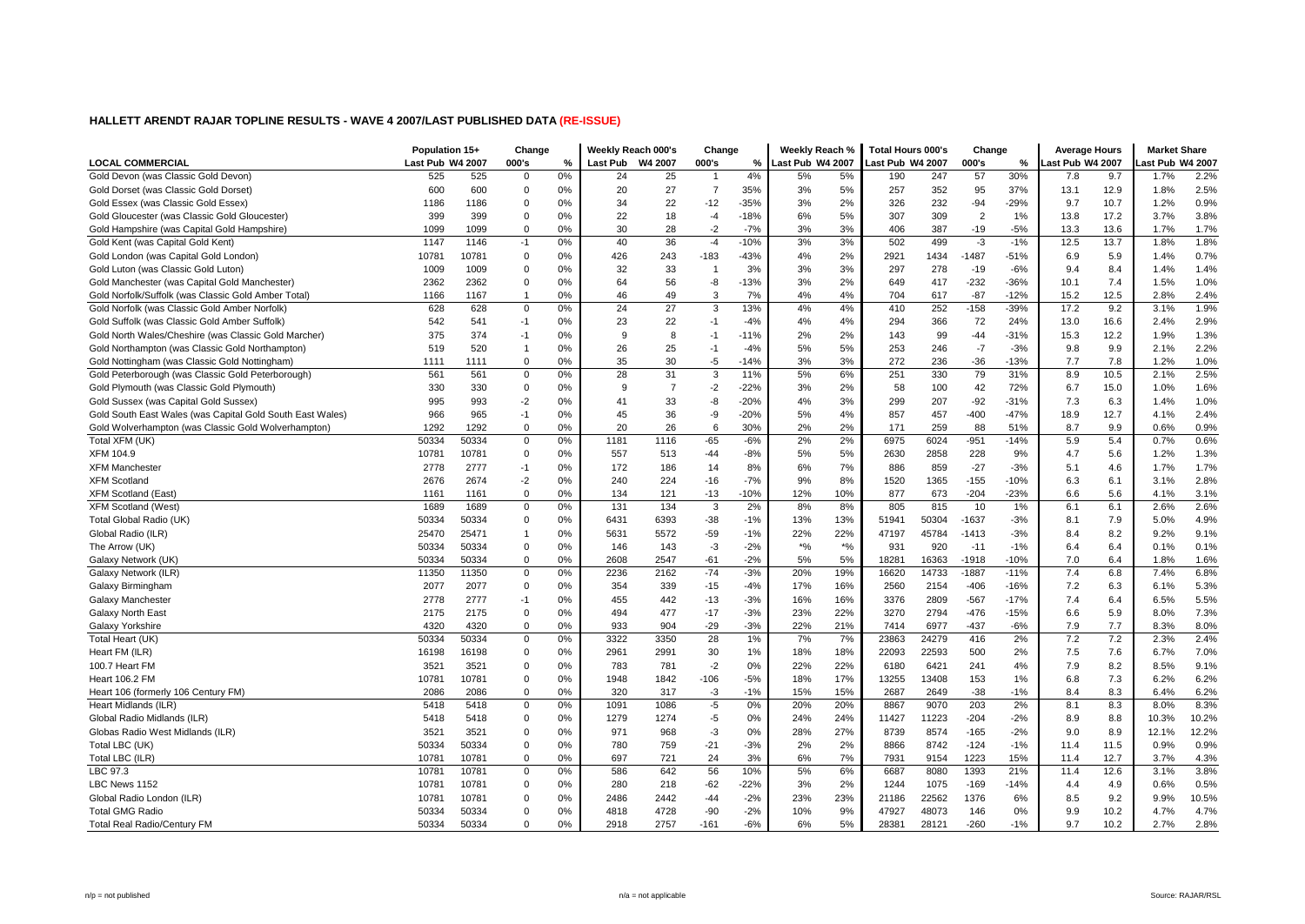## HALLETT ARENDT RAJAR TOPLINE RESULTS - WAVE 4 2007/LAST PUBLISHED DATA (RE-ISSUE)

| | Population 15+ | | Change | | Weekly Reach 000's | | Change | | Weekly Reach % | | Total Hours 000's | | Change | | Average Hours | | Market Share | |
|---|---|---|---|---|---|---|---|---|---|---|---|---|---|---|---|---|---|---|
| LOCAL COMMERCIAL | Last Pub | W4 2007 | 000's | % | Last Pub | W4 2007 | 000's | % | Last Pub | W4 2007 | Last Pub | W4 2007 | 000's | % | Last Pub | W4 2007 | Last Pub | W4 2007 |
| Gold Devon (was Classic Gold Devon) | 525 | 525 | 0 | 0% | 24 | 25 | 1 | 4% | 5% | 5% | 190 | 247 | 57 | 30% | 7.8 | 9.7 | 1.7% | 2.2% |
| Gold Dorset (was Classic Gold Dorset) | 600 | 600 | 0 | 0% | 20 | 27 | 7 | 35% | 3% | 5% | 257 | 352 | 95 | 37% | 13.1 | 12.9 | 1.8% | 2.5% |
| Gold Essex (was Classic Gold Essex) | 1186 | 1186 | 0 | 0% | 34 | 22 | -12 | -35% | 3% | 2% | 326 | 232 | -94 | -29% | 9.7 | 10.7 | 1.2% | 0.9% |
| Gold Gloucester (was Classic Gold Gloucester) | 399 | 399 | 0 | 0% | 22 | 18 | -4 | -18% | 6% | 5% | 307 | 309 | 2 | 1% | 13.8 | 17.2 | 3.7% | 3.8% |
| Gold Hampshire (was Capital Gold Hampshire) | 1099 | 1099 | 0 | 0% | 30 | 28 | -2 | -7% | 3% | 3% | 406 | 387 | -19 | -5% | 13.3 | 13.6 | 1.7% | 1.7% |
| Gold Kent (was Capital Gold Kent) | 1147 | 1146 | -1 | 0% | 40 | 36 | -4 | -10% | 3% | 3% | 502 | 499 | -3 | -1% | 12.5 | 13.7 | 1.8% | 1.8% |
| Gold London (was Capital Gold London) | 10781 | 10781 | 0 | 0% | 426 | 243 | -183 | -43% | 4% | 2% | 2921 | 1434 | -1487 | -51% | 6.9 | 5.9 | 1.4% | 0.7% |
| Gold Luton (was Classic Gold Luton) | 1009 | 1009 | 0 | 0% | 32 | 33 | 1 | 3% | 3% | 3% | 297 | 278 | -19 | -6% | 9.4 | 8.4 | 1.4% | 1.4% |
| Gold Manchester (was Capital Gold Manchester) | 2362 | 2362 | 0 | 0% | 64 | 56 | -8 | -13% | 3% | 2% | 649 | 417 | -232 | -36% | 10.1 | 7.4 | 1.5% | 1.0% |
| Gold Norfolk/Suffolk (was Classic Gold Amber Total) | 1166 | 1167 | 1 | 0% | 46 | 49 | 3 | 7% | 4% | 4% | 704 | 617 | -87 | -12% | 15.2 | 12.5 | 2.8% | 2.4% |
| Gold Norfolk (was Classic Gold Amber Norfolk) | 628 | 628 | 0 | 0% | 24 | 27 | 3 | 13% | 4% | 4% | 410 | 252 | -158 | -39% | 17.2 | 9.2 | 3.1% | 1.9% |
| Gold Suffolk (was Classic Gold Amber Suffolk) | 542 | 541 | -1 | 0% | 23 | 22 | -1 | -4% | 4% | 4% | 294 | 366 | 72 | 24% | 13.0 | 16.6 | 2.4% | 2.9% |
| Gold North Wales/Cheshire (was Classic Gold Marcher) | 375 | 374 | -1 | 0% | 9 | 8 | -1 | -11% | 2% | 2% | 143 | 99 | -44 | -31% | 15.3 | 12.2 | 1.9% | 1.3% |
| Gold Northampton (was Classic Gold Northampton) | 519 | 520 | 1 | 0% | 26 | 25 | -1 | -4% | 5% | 5% | 253 | 246 | -7 | -3% | 9.8 | 9.9 | 2.1% | 2.2% |
| Gold Nottingham (was Classic Gold Nottingham) | 1111 | 1111 | 0 | 0% | 35 | 30 | -5 | -14% | 3% | 3% | 272 | 236 | -36 | -13% | 7.7 | 7.8 | 1.2% | 1.0% |
| Gold Peterborough (was Classic Gold Peterborough) | 561 | 561 | 0 | 0% | 28 | 31 | 3 | 11% | 5% | 6% | 251 | 330 | 79 | 31% | 8.9 | 10.5 | 2.1% | 2.5% |
| Gold Plymouth (was Classic Gold Plymouth) | 330 | 330 | 0 | 0% | 9 | 7 | -2 | -22% | 3% | 2% | 58 | 100 | 42 | 72% | 6.7 | 15.0 | 1.0% | 1.6% |
| Gold Sussex (was Capital Gold Sussex) | 995 | 993 | -2 | 0% | 41 | 33 | -8 | -20% | 4% | 3% | 299 | 207 | -92 | -31% | 7.3 | 6.3 | 1.4% | 1.0% |
| Gold South East Wales (was Capital Gold South East Wales) | 966 | 965 | -1 | 0% | 45 | 36 | -9 | -20% | 5% | 4% | 857 | 457 | -400 | -47% | 18.9 | 12.7 | 4.1% | 2.4% |
| Gold Wolverhampton (was Classic Gold Wolverhampton) | 1292 | 1292 | 0 | 0% | 20 | 26 | 6 | 30% | 2% | 2% | 171 | 259 | 88 | 51% | 8.7 | 9.9 | 0.6% | 0.9% |
| Total XFM (UK) | 50334 | 50334 | 0 | 0% | 1181 | 1116 | -65 | -6% | 2% | 2% | 6975 | 6024 | -951 | -14% | 5.9 | 5.4 | 0.7% | 0.6% |
| XFM 104.9 | 10781 | 10781 | 0 | 0% | 557 | 513 | -44 | -8% | 5% | 5% | 2630 | 2858 | 228 | 9% | 4.7 | 5.6 | 1.2% | 1.3% |
| XFM Manchester | 2778 | 2777 | -1 | 0% | 172 | 186 | 14 | 8% | 6% | 7% | 886 | 859 | -27 | -3% | 5.1 | 4.6 | 1.7% | 1.7% |
| XFM Scotland | 2676 | 2674 | -2 | 0% | 240 | 224 | -16 | -7% | 9% | 8% | 1520 | 1365 | -155 | -10% | 6.3 | 6.1 | 3.1% | 2.8% |
| XFM Scotland (East) | 1161 | 1161 | 0 | 0% | 134 | 121 | -13 | -10% | 12% | 10% | 877 | 673 | -204 | -23% | 6.6 | 5.6 | 4.1% | 3.1% |
| XFM Scotland (West) | 1689 | 1689 | 0 | 0% | 131 | 134 | 3 | 2% | 8% | 8% | 805 | 815 | 10 | 1% | 6.1 | 6.1 | 2.6% | 2.6% |
| Total Global Radio (UK) | 50334 | 50334 | 0 | 0% | 6431 | 6393 | -38 | -1% | 13% | 13% | 51941 | 50304 | -1637 | -3% | 8.1 | 7.9 | 5.0% | 4.9% |
| Global Radio (ILR) | 25470 | 25471 | 1 | 0% | 5631 | 5572 | -59 | -1% | 22% | 22% | 47197 | 45784 | -1413 | -3% | 8.4 | 8.2 | 9.2% | 9.1% |
| The Arrow (UK) | 50334 | 50334 | 0 | 0% | 146 | 143 | -3 | -2% | *% | *% | 931 | 920 | -11 | -1% | 6.4 | 6.4 | 0.1% | 0.1% |
| Galaxy Network (UK) | 50334 | 50334 | 0 | 0% | 2608 | 2547 | -61 | -2% | 5% | 5% | 18281 | 16363 | -1918 | -10% | 7.0 | 6.4 | 1.8% | 1.6% |
| Galaxy Network (ILR) | 11350 | 11350 | 0 | 0% | 2236 | 2162 | -74 | -3% | 20% | 19% | 16620 | 14733 | -1887 | -11% | 7.4 | 6.8 | 7.4% | 6.8% |
| Galaxy Birmingham | 2077 | 2077 | 0 | 0% | 354 | 339 | -15 | -4% | 17% | 16% | 2560 | 2154 | -406 | -16% | 7.2 | 6.3 | 6.1% | 5.3% |
| Galaxy Manchester | 2778 | 2777 | -1 | 0% | 455 | 442 | -13 | -3% | 16% | 16% | 3376 | 2809 | -567 | -17% | 7.4 | 6.4 | 6.5% | 5.5% |
| Galaxy North East | 2175 | 2175 | 0 | 0% | 494 | 477 | -17 | -3% | 23% | 22% | 3270 | 2794 | -476 | -15% | 6.6 | 5.9 | 8.0% | 7.3% |
| Galaxy Yorkshire | 4320 | 4320 | 0 | 0% | 933 | 904 | -29 | -3% | 22% | 21% | 7414 | 6977 | -437 | -6% | 7.9 | 7.7 | 8.3% | 8.0% |
| Total Heart (UK) | 50334 | 50334 | 0 | 0% | 3322 | 3350 | 28 | 1% | 7% | 7% | 23863 | 24279 | 416 | 2% | 7.2 | 7.2 | 2.3% | 2.4% |
| Heart FM (ILR) | 16198 | 16198 | 0 | 0% | 2961 | 2991 | 30 | 1% | 18% | 18% | 22093 | 22593 | 500 | 2% | 7.5 | 7.6 | 6.7% | 7.0% |
| 100.7 Heart FM | 3521 | 3521 | 0 | 0% | 783 | 781 | -2 | 0% | 22% | 22% | 6180 | 6421 | 241 | 4% | 7.9 | 8.2 | 8.5% | 9.1% |
| Heart 106.2 FM | 10781 | 10781 | 0 | 0% | 1948 | 1842 | -106 | -5% | 18% | 17% | 13255 | 13408 | 153 | 1% | 6.8 | 7.3 | 6.2% | 6.2% |
| Heart 106 (formerly 106 Century FM) | 2086 | 2086 | 0 | 0% | 320 | 317 | -3 | -1% | 15% | 15% | 2687 | 2649 | -38 | -1% | 8.4 | 8.3 | 6.4% | 6.2% |
| Heart Midlands (ILR) | 5418 | 5418 | 0 | 0% | 1091 | 1086 | -5 | 0% | 20% | 20% | 8867 | 9070 | 203 | 2% | 8.1 | 8.3 | 8.0% | 8.3% |
| Global Radio Midlands (ILR) | 5418 | 5418 | 0 | 0% | 1279 | 1274 | -5 | 0% | 24% | 24% | 11427 | 11223 | -204 | -2% | 8.9 | 8.8 | 10.3% | 10.2% |
| Globas Radio West Midlands (ILR) | 3521 | 3521 | 0 | 0% | 971 | 968 | -3 | 0% | 28% | 27% | 8739 | 8574 | -165 | -2% | 9.0 | 8.9 | 12.1% | 12.2% |
| Total LBC (UK) | 50334 | 50334 | 0 | 0% | 780 | 759 | -21 | -3% | 2% | 2% | 8866 | 8742 | -124 | -1% | 11.4 | 11.5 | 0.9% | 0.9% |
| Total LBC (ILR) | 10781 | 10781 | 0 | 0% | 697 | 721 | 24 | 3% | 6% | 7% | 7931 | 9154 | 1223 | 15% | 11.4 | 12.7 | 3.7% | 4.3% |
| LBC 97.3 | 10781 | 10781 | 0 | 0% | 586 | 642 | 56 | 10% | 5% | 6% | 6687 | 8080 | 1393 | 21% | 11.4 | 12.6 | 3.1% | 3.8% |
| LBC News 1152 | 10781 | 10781 | 0 | 0% | 280 | 218 | -62 | -22% | 3% | 2% | 1244 | 1075 | -169 | -14% | 4.4 | 4.9 | 0.6% | 0.5% |
| Global Radio London (ILR) | 10781 | 10781 | 0 | 0% | 2486 | 2442 | -44 | -2% | 23% | 23% | 21186 | 22562 | 1376 | 6% | 8.5 | 9.2 | 9.9% | 10.5% |
| Total GMG Radio | 50334 | 50334 | 0 | 0% | 4818 | 4728 | -90 | -2% | 10% | 9% | 47927 | 48073 | 146 | 0% | 9.9 | 10.2 | 4.7% | 4.7% |
| Total Real Radio/Century FM | 50334 | 50334 | 0 | 0% | 2918 | 2757 | -161 | -6% | 6% | 5% | 28381 | 28121 | -260 | -1% | 9.7 | 10.2 | 2.7% | 2.8% |

n/p = not published | n/a = not applicable | Source: RAJAR/RSL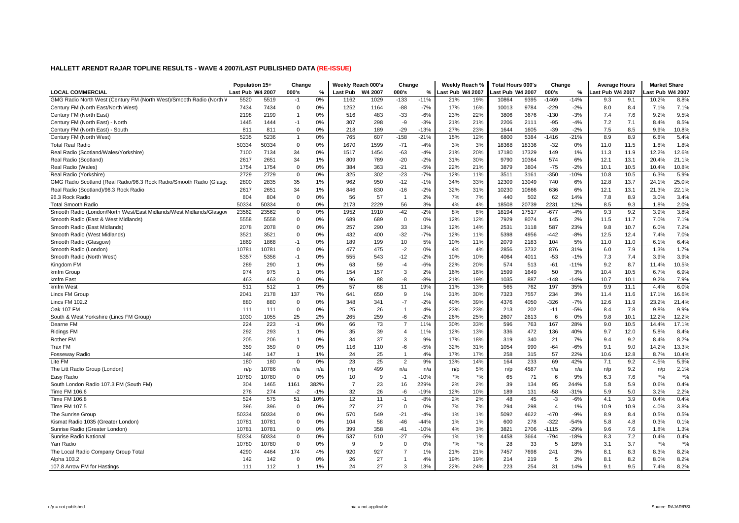## HALLETT ARENDT RAJAR TOPLINE RESULTS - WAVE 4 2007/LAST PUBLISHED DATA (RE-ISSUE)

| LOCAL COMMERCIAL | Population 15+ | | Change | | Weekly Reach 000's | | Change | | Weekly Reach % | | Total Hours 000's | | Change | | Average Hours | | Market Share | |
|---|---|---|---|---|---|---|---|---|---|---|---|---|---|---|---|---|---|---|
| | Last Pub | W4 2007 | 000's | % | Last Pub | W4 2007 | 000's | % | Last Pub | W4 2007 | Last Pub | W4 2007 | 000's | % | Last Pub | W4 2007 | Last Pub | W4 2007 |
| GMG Radio North West (Century FM (North West)/Smooth Radio (North V | 5520 | 5519 | -1 | 0% | 1162 | 1029 | -133 | -11% | 21% | 19% | 10864 | 9395 | -1469 | -14% | 9.3 | 9.1 | 10.2% | 8.8% |
| Century FM (North East/North West) | 7434 | 7434 | 0 | 0% | 1252 | 1164 | -88 | -7% | 17% | 16% | 10013 | 9784 | -229 | -2% | 8.0 | 8.4 | 7.1% | 7.1% |
| Century FM (North East) | 2198 | 2199 | 1 | 0% | 516 | 483 | -33 | -6% | 23% | 22% | 3806 | 3676 | -130 | -3% | 7.4 | 7.6 | 9.2% | 9.5% |
| Century FM (North East) - North | 1445 | 1444 | -1 | 0% | 307 | 298 | -9 | -3% | 21% | 21% | 2206 | 2111 | -95 | -4% | 7.2 | 7.1 | 8.4% | 8.5% |
| Century FM (North East) - South | 811 | 811 | 0 | 0% | 218 | 189 | -29 | -13% | 27% | 23% | 1644 | 1605 | -39 | -2% | 7.5 | 8.5 | 9.9% | 10.8% |
| Century FM (North West) | 5235 | 5236 | 1 | 0% | 765 | 607 | -158 | -21% | 15% | 12% | 6800 | 5384 | -1416 | -21% | 8.9 | 8.9 | 6.8% | 5.4% |
| Total Real Radio | 50334 | 50334 | 0 | 0% | 1670 | 1599 | -71 | -4% | 3% | 3% | 18368 | 18336 | -32 | 0% | 11.0 | 11.5 | 1.8% | 1.8% |
| Real Radio (Scotland/Wales/Yorkshire) | 7100 | 7134 | 34 | 0% | 1517 | 1454 | -63 | -4% | 21% | 20% | 17180 | 17329 | 149 | 1% | 11.3 | 11.9 | 12.2% | 12.6% |
| Real Radio (Scotland) | 2617 | 2651 | 34 | 1% | 809 | 789 | -20 | -2% | 31% | 30% | 9790 | 10364 | 574 | 6% | 12.1 | 13.1 | 20.4% | 21.1% |
| Real Radio (Wales) | 1754 | 1754 | 0 | 0% | 384 | 363 | -21 | -5% | 22% | 21% | 3879 | 3804 | -75 | -2% | 10.1 | 10.5 | 10.4% | 10.8% |
| Real Radio (Yorkshire) | 2729 | 2729 | 0 | 0% | 325 | 302 | -23 | -7% | 12% | 11% | 3511 | 3161 | -350 | -10% | 10.8 | 10.5 | 6.3% | 5.9% |
| GMG Radio Scotland (Real Radio/96.3 Rock Radio/Smooth Radio (Glasgo | 2800 | 2835 | 35 | 1% | 962 | 950 | -12 | -1% | 34% | 33% | 12309 | 13049 | 740 | 6% | 12.8 | 13.7 | 24.1% | 25.0% |
| Real Radio (Scotland)/96.3 Rock Radio | 2617 | 2651 | 34 | 1% | 846 | 830 | -16 | -2% | 32% | 31% | 10230 | 10866 | 636 | 6% | 12.1 | 13.1 | 21.3% | 22.1% |
| 96.3 Rock Radio | 804 | 804 | 0 | 0% | 56 | 57 | 1 | 2% | 7% | 7% | 440 | 502 | 62 | 14% | 7.8 | 8.9 | 3.0% | 3.4% |
| Total Smooth Radio | 50334 | 50334 | 0 | 0% | 2173 | 2229 | 56 | 3% | 4% | 4% | 18508 | 20739 | 2231 | 12% | 8.5 | 9.3 | 1.8% | 2.0% |
| Smooth Radio (London/North West/East Midlands/West Midlands/Glasgov | 23562 | 23562 | 0 | 0% | 1952 | 1910 | -42 | -2% | 8% | 8% | 18194 | 17517 | -677 | -4% | 9.3 | 9.2 | 3.9% | 3.8% |
| Smooth Radio (East & West Midlands) | 5558 | 5558 | 0 | 0% | 689 | 689 | 0 | 0% | 12% | 12% | 7929 | 8074 | 145 | 2% | 11.5 | 11.7 | 7.0% | 7.1% |
| Smooth Radio (East Midlands) | 2078 | 2078 | 0 | 0% | 257 | 290 | 33 | 13% | 12% | 14% | 2531 | 3118 | 587 | 23% | 9.8 | 10.7 | 6.0% | 7.2% |
| Smooth Radio (West Midlands) | 3521 | 3521 | 0 | 0% | 432 | 400 | -32 | -7% | 12% | 11% | 5398 | 4956 | -442 | -8% | 12.5 | 12.4 | 7.4% | 7.0% |
| Smooth Radio (Glasgow) | 1869 | 1868 | -1 | 0% | 189 | 199 | 10 | 5% | 10% | 11% | 2079 | 2183 | 104 | 5% | 11.0 | 11.0 | 6.1% | 6.4% |
| Smooth Radio (London) | 10781 | 10781 | 0 | 0% | 477 | 475 | -2 | 0% | 4% | 4% | 2856 | 3732 | 876 | 31% | 6.0 | 7.9 | 1.3% | 1.7% |
| Smooth Radio (North West) | 5357 | 5356 | -1 | 0% | 555 | 543 | -12 | -2% | 10% | 10% | 4064 | 4011 | -53 | -1% | 7.3 | 7.4 | 3.9% | 3.9% |
| Kingdom FM | 289 | 290 | 1 | 0% | 63 | 59 | -4 | -6% | 22% | 20% | 574 | 513 | -61 | -11% | 9.2 | 8.7 | 11.4% | 10.5% |
| kmfm Group | 974 | 975 | 1 | 0% | 154 | 157 | 3 | 2% | 16% | 16% | 1599 | 1649 | 50 | 3% | 10.4 | 10.5 | 6.7% | 6.9% |
| kmfm East | 463 | 463 | 0 | 0% | 96 | 88 | -8 | -8% | 21% | 19% | 1035 | 887 | -148 | -14% | 10.7 | 10.1 | 9.2% | 7.9% |
| kmfm West | 511 | 512 | 1 | 0% | 57 | 68 | 11 | 19% | 11% | 13% | 565 | 762 | 197 | 35% | 9.9 | 11.1 | 4.4% | 6.0% |
| Lincs FM Group | 2041 | 2178 | 137 | 7% | 641 | 650 | 9 | 1% | 31% | 30% | 7323 | 7557 | 234 | 3% | 11.4 | 11.6 | 17.1% | 16.6% |
| Lincs FM 102.2 | 880 | 880 | 0 | 0% | 348 | 341 | -7 | -2% | 40% | 39% | 4376 | 4050 | -326 | -7% | 12.6 | 11.9 | 23.2% | 21.4% |
| Oak 107 FM | 111 | 111 | 0 | 0% | 25 | 26 | 1 | 4% | 23% | 23% | 213 | 202 | -11 | -5% | 8.4 | 7.8 | 9.8% | 9.9% |
| South & West Yorkshire (Lincs FM Group) | 1030 | 1055 | 25 | 2% | 265 | 259 | -6 | -2% | 26% | 25% | 2607 | 2613 | 6 | 0% | 9.8 | 10.1 | 12.2% | 12.2% |
| Dearne FM | 224 | 223 | -1 | 0% | 66 | 73 | 7 | 11% | 30% | 33% | 596 | 763 | 167 | 28% | 9.0 | 10.5 | 14.4% | 17.1% |
| Ridings FM | 292 | 293 | 1 | 0% | 35 | 39 | 4 | 11% | 12% | 13% | 336 | 472 | 136 | 40% | 9.7 | 12.0 | 5.8% | 8.4% |
| Rother FM | 205 | 206 | 1 | 0% | 34 | 37 | 3 | 9% | 17% | 18% | 319 | 340 | 21 | 7% | 9.4 | 9.2 | 8.4% | 8.2% |
| Trax FM | 359 | 359 | 0 | 0% | 116 | 110 | -6 | -5% | 32% | 31% | 1054 | 990 | -64 | -6% | 9.1 | 9.0 | 14.2% | 13.3% |
| Fosseway Radio | 146 | 147 | 1 | 1% | 24 | 25 | 1 | 4% | 17% | 17% | 258 | 315 | 57 | 22% | 10.6 | 12.8 | 8.7% | 10.4% |
| Lite FM | 180 | 180 | 0 | 0% | 23 | 25 | 2 | 9% | 13% | 14% | 164 | 233 | 69 | 42% | 7.1 | 9.2 | 4.5% | 5.9% |
| The Litt Radio Group (London) | n/p | 10786 | n/a | n/a | n/p | 499 | n/a | n/a | n/p | 5% | n/p | 4587 | n/a | n/a | n/p | 9.2 | n/p | 2.1% |
| Easy Radio | 10780 | 10780 | 0 | 0% | 10 | 9 | -1 | -10% | *% | *% | 65 | 71 | 6 | 9% | 6.3 | 7.6 | *% | *% |
| South London Radio 107.3 FM (South FM) | 304 | 1465 | 1161 | 382% | 7 | 23 | 16 | 229% | 2% | 2% | 39 | 134 | 95 | 244% | 5.8 | 5.9 | 0.6% | 0.4% |
| Time FM 106.6 | 276 | 274 | -2 | -1% | 32 | 26 | -6 | -19% | 12% | 10% | 189 | 131 | -58 | -31% | 5.9 | 5.0 | 3.2% | 2.2% |
| Time FM 106.8 | 524 | 575 | 51 | 10% | 12 | 11 | -1 | -8% | 2% | 2% | 48 | 45 | -3 | -6% | 4.1 | 3.9 | 0.4% | 0.4% |
| Time FM 107.5 | 396 | 396 | 0 | 0% | 27 | 27 | 0 | 0% | 7% | 7% | 294 | 298 | 4 | 1% | 10.9 | 10.9 | 4.0% | 3.8% |
| The Sunrise Group | 50334 | 50334 | 0 | 0% | 570 | 549 | -21 | -4% | 1% | 1% | 5092 | 4622 | -470 | -9% | 8.9 | 8.4 | 0.5% | 0.5% |
| Kismat Radio 1035 (Greater London) | 10781 | 10781 | 0 | 0% | 104 | 58 | -46 | -44% | 1% | 1% | 600 | 278 | -322 | -54% | 5.8 | 4.8 | 0.3% | 0.1% |
| Sunrise Radio (Greater London) | 10781 | 10781 | 0 | 0% | 399 | 358 | -41 | -10% | 4% | 3% | 3821 | 2706 | -1115 | -29% | 9.6 | 7.6 | 1.8% | 1.3% |
| Sunrise Radio National | 50334 | 50334 | 0 | 0% | 537 | 510 | -27 | -5% | 1% | 1% | 4458 | 3664 | -794 | -18% | 8.3 | 7.2 | 0.4% | 0.4% |
| Yarr Radio | 10780 | 10780 | 0 | 0% | 9 | 9 | 0 | 0% | *% | *% | 28 | 33 | 5 | 18% | 3.1 | 3.7 | *% | *% |
| The Local Radio Company Group Total | 4290 | 4464 | 174 | 4% | 920 | 927 | 7 | 1% | 21% | 21% | 7457 | 7698 | 241 | 3% | 8.1 | 8.3 | 8.3% | 8.2% |
| Alpha 103.2 | 142 | 142 | 0 | 0% | 26 | 27 | 1 | 4% | 19% | 19% | 214 | 219 | 5 | 2% | 8.1 | 8.2 | 8.0% | 8.2% |
| 107.8 Arrow FM for Hastings | 111 | 112 | 1 | 1% | 24 | 27 | 3 | 13% | 22% | 24% | 223 | 254 | 31 | 14% | 9.1 | 9.5 | 7.4% | 8.2% |

n/p = not published    n/a = not applicable    Source: RAJAR/RSL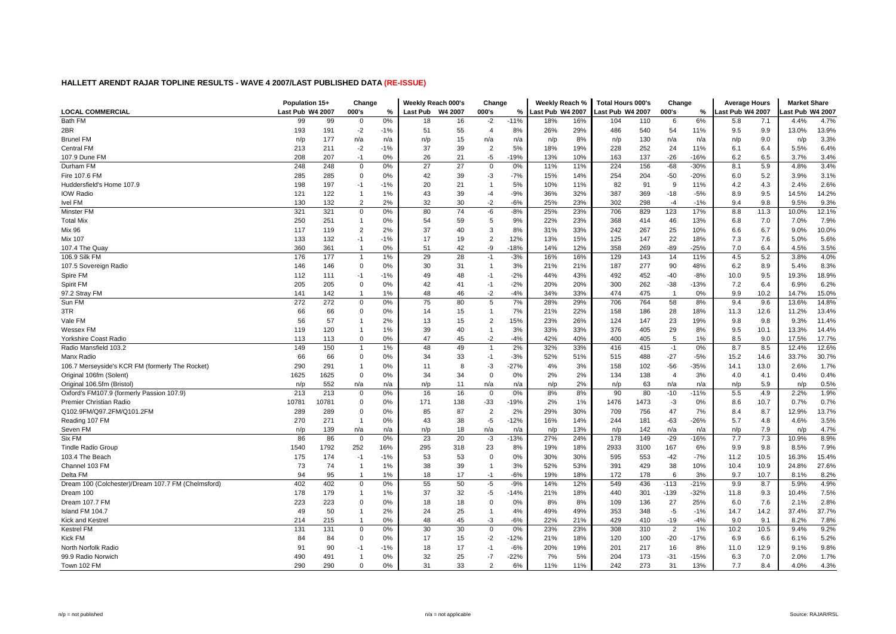## HALLETT ARENDT RAJAR TOPLINE RESULTS - WAVE 4 2007/LAST PUBLISHED DATA (RE-ISSUE)

| LOCAL COMMERCIAL | Population 15+ | | Change | | Weekly Reach 000's | | Change | | Weekly Reach % | | Total Hours 000's | | Change | | Average Hours | | Market Share | |
|---|---|---|---|---|---|---|---|---|---|---|---|---|---|---|---|---|---|---|
| | Last Pub | W4 2007 | 000's | % | Last Pub | W4 2007 | 000's | % | Last Pub | W4 2007 | Last Pub | W4 2007 | 000's | % | Last Pub | W4 2007 | Last Pub | W4 2007 |
| Bath FM | 99 | 99 | 0 | 0% | 18 | 16 | -2 | -11% | 18% | 16% | 104 | 110 | 6 | 6% | 5.8 | 7.1 | 4.4% | 4.7% |
| 2BR | 193 | 191 | -2 | -1% | 51 | 55 | 4 | 8% | 26% | 29% | 486 | 540 | 54 | 11% | 9.5 | 9.9 | 13.0% | 13.9% |
| Brunel FM | n/p | 177 | n/a | n/a | n/p | 15 | n/a | n/a | n/p | 8% | n/p | 130 | n/a | n/a | n/p | 9.0 | n/p | 3.3% |
| Central FM | 213 | 211 | -2 | -1% | 37 | 39 | 2 | 5% | 18% | 19% | 228 | 252 | 24 | 11% | 6.1 | 6.4 | 5.5% | 6.4% |
| 107.9 Dune FM | 208 | 207 | -1 | 0% | 26 | 21 | -5 | -19% | 13% | 10% | 163 | 137 | -26 | -16% | 6.2 | 6.5 | 3.7% | 3.4% |
| Durham FM | 248 | 248 | 0 | 0% | 27 | 27 | 0 | 0% | 11% | 11% | 224 | 156 | -68 | -30% | 8.1 | 5.9 | 4.8% | 3.4% |
| Fire 107.6 FM | 285 | 285 | 0 | 0% | 42 | 39 | -3 | -7% | 15% | 14% | 254 | 204 | -50 | -20% | 6.0 | 5.2 | 3.9% | 3.1% |
| Huddersfield's Home 107.9 | 198 | 197 | -1 | -1% | 20 | 21 | 1 | 5% | 10% | 11% | 82 | 91 | 9 | 11% | 4.2 | 4.3 | 2.4% | 2.6% |
| IOW Radio | 121 | 122 | 1 | 1% | 43 | 39 | -4 | -9% | 36% | 32% | 387 | 369 | -18 | -5% | 8.9 | 9.5 | 14.5% | 14.2% |
| Ivel FM | 130 | 132 | 2 | 2% | 32 | 30 | -2 | -6% | 25% | 23% | 302 | 298 | -4 | -1% | 9.4 | 9.8 | 9.5% | 9.3% |
| Minster FM | 321 | 321 | 0 | 0% | 80 | 74 | -6 | -8% | 25% | 23% | 706 | 829 | 123 | 17% | 8.8 | 11.3 | 10.0% | 12.1% |
| Total Mix | 250 | 251 | 1 | 0% | 54 | 59 | 5 | 9% | 22% | 23% | 368 | 414 | 46 | 13% | 6.8 | 7.0 | 7.0% | 7.9% |
| Mix 96 | 117 | 119 | 2 | 2% | 37 | 40 | 3 | 8% | 31% | 33% | 242 | 267 | 25 | 10% | 6.6 | 6.7 | 9.0% | 10.0% |
| Mix 107 | 133 | 132 | -1 | -1% | 17 | 19 | 2 | 12% | 13% | 15% | 125 | 147 | 22 | 18% | 7.3 | 7.6 | 5.0% | 5.6% |
| 107.4 The Quay | 360 | 361 | 1 | 0% | 51 | 42 | -9 | -18% | 14% | 12% | 358 | 269 | -89 | -25% | 7.0 | 6.4 | 4.5% | 3.5% |
| 106.9 Silk FM | 176 | 177 | 1 | 1% | 29 | 28 | -1 | -3% | 16% | 16% | 129 | 143 | 14 | 11% | 4.5 | 5.2 | 3.8% | 4.0% |
| 107.5 Sovereign Radio | 146 | 146 | 0 | 0% | 30 | 31 | 1 | 3% | 21% | 21% | 187 | 277 | 90 | 48% | 6.2 | 8.9 | 5.4% | 8.3% |
| Spire FM | 112 | 111 | -1 | -1% | 49 | 48 | -1 | -2% | 44% | 43% | 492 | 452 | -40 | -8% | 10.0 | 9.5 | 19.3% | 18.9% |
| Spirit FM | 205 | 205 | 0 | 0% | 42 | 41 | -1 | -2% | 20% | 20% | 300 | 262 | -38 | -13% | 7.2 | 6.4 | 6.9% | 6.2% |
| 97.2 Stray FM | 141 | 142 | 1 | 1% | 48 | 46 | -2 | -4% | 34% | 33% | 474 | 475 | 1 | 0% | 9.9 | 10.2 | 14.7% | 15.0% |
| Sun FM | 272 | 272 | 0 | 0% | 75 | 80 | 5 | 7% | 28% | 29% | 706 | 764 | 58 | 8% | 9.4 | 9.6 | 13.6% | 14.8% |
| 3TR | 66 | 66 | 0 | 0% | 14 | 15 | 1 | 7% | 21% | 22% | 158 | 186 | 28 | 18% | 11.3 | 12.6 | 11.2% | 13.4% |
| Vale FM | 56 | 57 | 1 | 2% | 13 | 15 | 2 | 15% | 23% | 26% | 124 | 147 | 23 | 19% | 9.8 | 9.8 | 9.3% | 11.4% |
| Wessex FM | 119 | 120 | 1 | 1% | 39 | 40 | 1 | 3% | 33% | 33% | 376 | 405 | 29 | 8% | 9.5 | 10.1 | 13.3% | 14.4% |
| Yorkshire Coast Radio | 113 | 113 | 0 | 0% | 47 | 45 | -2 | -4% | 42% | 40% | 400 | 405 | 5 | 1% | 8.5 | 9.0 | 17.5% | 17.7% |
| Radio Mansfield 103.2 | 149 | 150 | 1 | 1% | 48 | 49 | 1 | 2% | 32% | 33% | 416 | 415 | -1 | 0% | 8.7 | 8.5 | 12.4% | 12.6% |
| Manx Radio | 66 | 66 | 0 | 0% | 34 | 33 | -1 | -3% | 52% | 51% | 515 | 488 | -27 | -5% | 15.2 | 14.6 | 33.7% | 30.7% |
| 106.7 Merseyside's KCR FM (formerly The Rocket) | 290 | 291 | 1 | 0% | 11 | 8 | -3 | -27% | 4% | 3% | 158 | 102 | -56 | -35% | 14.1 | 13.0 | 2.6% | 1.7% |
| Original 106fm (Solent) | 1625 | 1625 | 0 | 0% | 34 | 34 | 0 | 0% | 2% | 2% | 134 | 138 | 4 | 3% | 4.0 | 4.1 | 0.4% | 0.4% |
| Original 106.5fm (Bristol) | n/p | 552 | n/a | n/a | n/p | 11 | n/a | n/a | n/p | 2% | n/p | 63 | n/a | n/a | n/p | 5.9 | n/p | 0.5% |
| Oxford's FM107.9 (formerly Passion 107.9) | 213 | 213 | 0 | 0% | 16 | 16 | 0 | 0% | 8% | 8% | 90 | 80 | -10 | -11% | 5.5 | 4.9 | 2.2% | 1.9% |
| Premier Christian Radio | 10781 | 10781 | 0 | 0% | 171 | 138 | -33 | -19% | 2% | 1% | 1476 | 1473 | -3 | 0% | 8.6 | 10.7 | 0.7% | 0.7% |
| Q102.9FM/Q97.2FM/Q101.2FM | 289 | 289 | 0 | 0% | 85 | 87 | 2 | 2% | 29% | 30% | 709 | 756 | 47 | 7% | 8.4 | 8.7 | 12.9% | 13.7% |
| Reading 107 FM | 270 | 271 | 1 | 0% | 43 | 38 | -5 | -12% | 16% | 14% | 244 | 181 | -63 | -26% | 5.7 | 4.8 | 4.6% | 3.5% |
| Seven FM | n/p | 139 | n/a | n/a | n/p | 18 | n/a | n/a | n/p | 13% | n/p | 142 | n/a | n/a | n/p | 7.9 | n/p | 4.7% |
| Six FM | 86 | 86 | 0 | 0% | 23 | 20 | -3 | -13% | 27% | 24% | 178 | 149 | -29 | -16% | 7.7 | 7.3 | 10.9% | 8.9% |
| Tindle Radio Group | 1540 | 1792 | 252 | 16% | 295 | 318 | 23 | 8% | 19% | 18% | 2933 | 3100 | 167 | 6% | 9.9 | 9.8 | 8.5% | 7.9% |
| 103.4 The Beach | 175 | 174 | -1 | -1% | 53 | 53 | 0 | 0% | 30% | 30% | 595 | 553 | -42 | -7% | 11.2 | 10.5 | 16.3% | 15.4% |
| Channel 103 FM | 73 | 74 | 1 | 1% | 38 | 39 | 1 | 3% | 52% | 53% | 391 | 429 | 38 | 10% | 10.4 | 10.9 | 24.8% | 27.6% |
| Delta FM | 94 | 95 | 1 | 1% | 18 | 17 | -1 | -6% | 19% | 18% | 172 | 178 | 6 | 3% | 9.7 | 10.7 | 8.1% | 8.2% |
| Dream 100 (Colchester)/Dream 107.7 FM (Chelmsford) | 402 | 402 | 0 | 0% | 55 | 50 | -5 | -9% | 14% | 12% | 549 | 436 | -113 | -21% | 9.9 | 8.7 | 5.9% | 4.9% |
| Dream 100 | 178 | 179 | 1 | 1% | 37 | 32 | -5 | -14% | 21% | 18% | 440 | 301 | -139 | -32% | 11.8 | 9.3 | 10.4% | 7.5% |
| Dream 107.7 FM | 223 | 223 | 0 | 0% | 18 | 18 | 0 | 0% | 8% | 8% | 109 | 136 | 27 | 25% | 6.0 | 7.6 | 2.1% | 2.8% |
| Island FM 104.7 | 49 | 50 | 1 | 2% | 24 | 25 | 1 | 4% | 49% | 49% | 353 | 348 | -5 | -1% | 14.7 | 14.2 | 37.4% | 37.7% |
| Kick and Kestrel | 214 | 215 | 1 | 0% | 48 | 45 | -3 | -6% | 22% | 21% | 429 | 410 | -19 | -4% | 9.0 | 9.1 | 8.2% | 7.8% |
| Kestrel FM | 131 | 131 | 0 | 0% | 30 | 30 | 0 | 0% | 23% | 23% | 308 | 310 | 2 | 1% | 10.2 | 10.5 | 9.4% | 9.2% |
| Kick FM | 84 | 84 | 0 | 0% | 17 | 15 | -2 | -12% | 21% | 18% | 120 | 100 | -20 | -17% | 6.9 | 6.6 | 6.1% | 5.2% |
| North Norfolk Radio | 91 | 90 | -1 | -1% | 18 | 17 | -1 | -6% | 20% | 19% | 201 | 217 | 16 | 8% | 11.0 | 12.9 | 9.1% | 9.8% |
| 99.9 Radio Norwich | 490 | 491 | 1 | 0% | 32 | 25 | -7 | -22% | 7% | 5% | 204 | 173 | -31 | -15% | 6.3 | 7.0 | 2.0% | 1.7% |
| Town 102 FM | 290 | 290 | 0 | 0% | 31 | 33 | 2 | 6% | 11% | 11% | 242 | 273 | 31 | 13% | 7.7 | 8.4 | 4.0% | 4.3% |

n/p = not published    n/a = not applicable    Source: RAJAR/RSL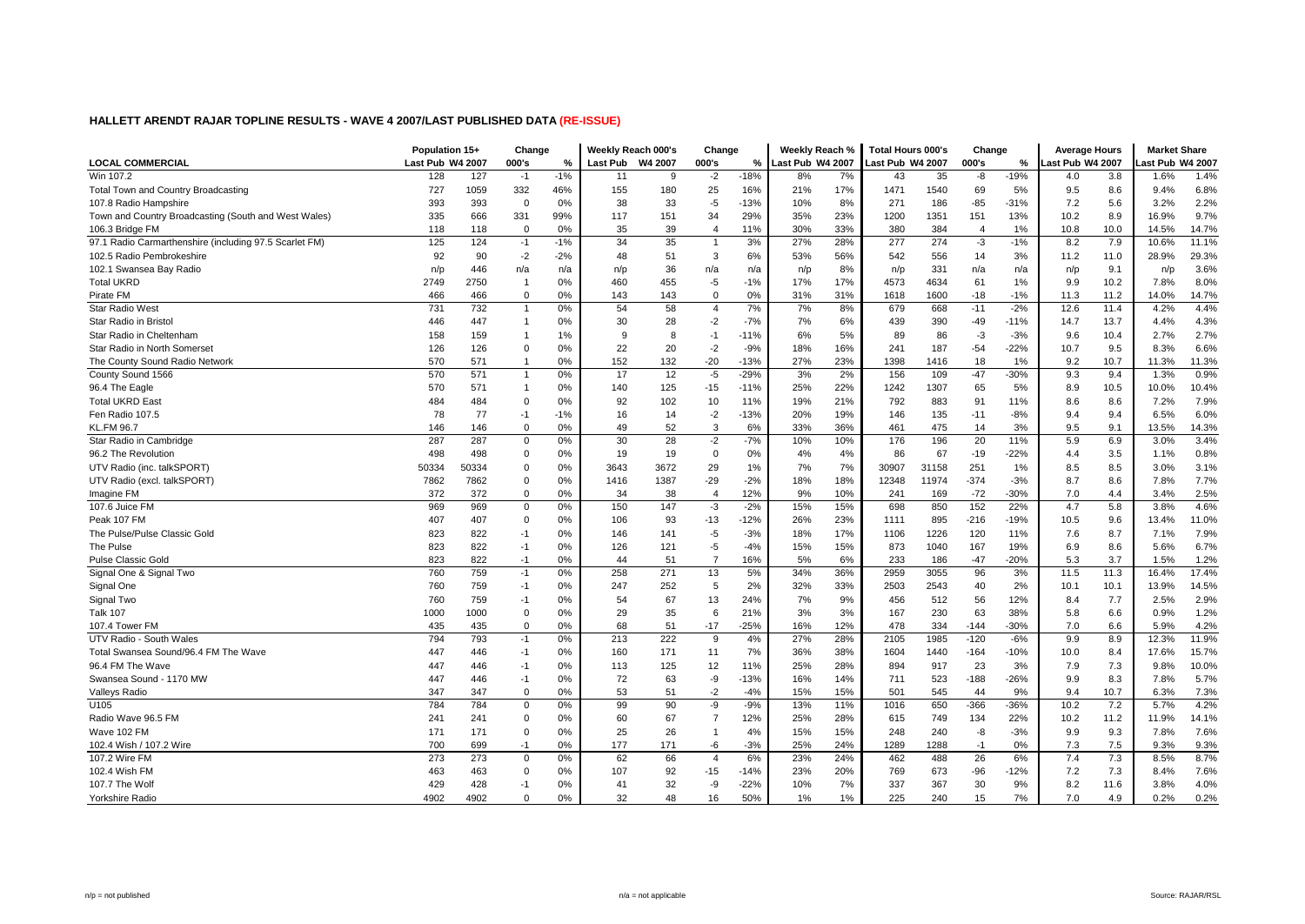# HALLETT ARENDT RAJAR TOPLINE RESULTS - WAVE 4 2007/LAST PUBLISHED DATA (RE-ISSUE)

| | Population 15+ | | Change | | Weekly Reach 000's | | Change | | Weekly Reach % | | Total Hours 000's | | Change | | Average Hours | | Market Share | |
|---|---|---|---|---|---|---|---|---|---|---|---|---|---|---|---|---|---|---|
| **LOCAL COMMERCIAL** | Last Pub | W4 2007 | 000's | % | Last Pub | W4 2007 | 000's | % | Last Pub | W4 2007 | Last Pub | W4 2007 | 000's | % | Last Pub | W4 2007 | Last Pub | W4 2007 |
| Win 107.2 | 128 | 127 | -1 | -1% | 11 | 9 | -2 | -18% | 8% | 7% | 43 | 35 | -8 | -19% | 4.0 | 3.8 | 1.6% | 1.4% |
| Total Town and Country Broadcasting | 727 | 1059 | 332 | 46% | 155 | 180 | 25 | 16% | 21% | 17% | 1471 | 1540 | 69 | 5% | 9.5 | 8.6 | 9.4% | 6.8% |
| 107.8 Radio Hampshire | 393 | 393 | 0 | 0% | 38 | 33 | -5 | -13% | 10% | 8% | 271 | 186 | -85 | -31% | 7.2 | 5.6 | 3.2% | 2.2% |
| Town and Country Broadcasting (South and West Wales) | 335 | 666 | 331 | 99% | 117 | 151 | 34 | 29% | 35% | 23% | 1200 | 1351 | 151 | 13% | 10.2 | 8.9 | 16.9% | 9.7% |
| 106.3 Bridge FM | 118 | 118 | 0 | 0% | 35 | 39 | 4 | 11% | 30% | 33% | 380 | 384 | 4 | 1% | 10.8 | 10.0 | 14.5% | 14.7% |
| 97.1 Radio Carmarthenshire (including 97.5 Scarlet FM) | 125 | 124 | -1 | -1% | 34 | 35 | 1 | 3% | 27% | 28% | 277 | 274 | -3 | -1% | 8.2 | 7.9 | 10.6% | 11.1% |
| 102.5 Radio Pembrokeshire | 92 | 90 | -2 | -2% | 48 | 51 | 3 | 6% | 53% | 56% | 542 | 556 | 14 | 3% | 11.2 | 11.0 | 28.9% | 29.3% |
| 102.1 Swansea Bay Radio | n/p | 446 | n/a | n/a | n/p | 36 | n/a | n/a | n/p | 8% | n/p | 331 | n/a | n/a | n/p | 9.1 | n/p | 3.6% |
| Total UKRD | 2749 | 2750 | 1 | 0% | 460 | 455 | -5 | -1% | 17% | 17% | 4573 | 4634 | 61 | 1% | 9.9 | 10.2 | 7.8% | 8.0% |
| Pirate FM | 466 | 466 | 0 | 0% | 143 | 143 | 0 | 0% | 31% | 31% | 1618 | 1600 | -18 | -1% | 11.3 | 11.2 | 14.0% | 14.7% |
| Star Radio West | 731 | 732 | 1 | 0% | 54 | 58 | 4 | 7% | 7% | 8% | 679 | 668 | -11 | -2% | 12.6 | 11.4 | 4.2% | 4.4% |
| Star Radio in Bristol | 446 | 447 | 1 | 0% | 30 | 28 | -2 | -7% | 7% | 6% | 439 | 390 | -49 | -11% | 14.7 | 13.7 | 4.4% | 4.3% |
| Star Radio in Cheltenham | 158 | 159 | 1 | 1% | 9 | 8 | -1 | -11% | 6% | 5% | 89 | 86 | -3 | -3% | 9.6 | 10.4 | 2.7% | 2.7% |
| Star Radio in North Somerset | 126 | 126 | 0 | 0% | 22 | 20 | -2 | -9% | 18% | 16% | 241 | 187 | -54 | -22% | 10.7 | 9.5 | 8.3% | 6.6% |
| The County Sound Radio Network | 570 | 571 | 1 | 0% | 152 | 132 | -20 | -13% | 27% | 23% | 1398 | 1416 | 18 | 1% | 9.2 | 10.7 | 11.3% | 11.3% |
| County Sound 1566 | 570 | 571 | 1 | 0% | 17 | 12 | -5 | -29% | 3% | 2% | 156 | 109 | -47 | -30% | 9.3 | 9.4 | 1.3% | 0.9% |
| 96.4 The Eagle | 570 | 571 | 1 | 0% | 140 | 125 | -15 | -11% | 25% | 22% | 1242 | 1307 | 65 | 5% | 8.9 | 10.5 | 10.0% | 10.4% |
| Total UKRD East | 484 | 484 | 0 | 0% | 92 | 102 | 10 | 11% | 19% | 21% | 792 | 883 | 91 | 11% | 8.6 | 8.6 | 7.2% | 7.9% |
| Fen Radio 107.5 | 78 | 77 | -1 | -1% | 16 | 14 | -2 | -13% | 20% | 19% | 146 | 135 | -11 | -8% | 9.4 | 9.4 | 6.5% | 6.0% |
| KL.FM 96.7 | 146 | 146 | 0 | 0% | 49 | 52 | 3 | 6% | 33% | 36% | 461 | 475 | 14 | 3% | 9.5 | 9.1 | 13.5% | 14.3% |
| Star Radio in Cambridge | 287 | 287 | 0 | 0% | 30 | 28 | -2 | -7% | 10% | 10% | 176 | 196 | 20 | 11% | 5.9 | 6.9 | 3.0% | 3.4% |
| 96.2 The Revolution | 498 | 498 | 0 | 0% | 19 | 19 | 0 | 0% | 4% | 4% | 86 | 67 | -19 | -22% | 4.4 | 3.5 | 1.1% | 0.8% |
| UTV Radio (inc. talkSPORT) | 50334 | 50334 | 0 | 0% | 3643 | 3672 | 29 | 1% | 7% | 7% | 30907 | 31158 | 251 | 1% | 8.5 | 8.5 | 3.0% | 3.1% |
| UTV Radio (excl. talkSPORT) | 7862 | 7862 | 0 | 0% | 1416 | 1387 | -29 | -2% | 18% | 18% | 12348 | 11974 | -374 | -3% | 8.7 | 8.6 | 7.8% | 7.7% |
| Imagine FM | 372 | 372 | 0 | 0% | 34 | 38 | 4 | 12% | 9% | 10% | 241 | 169 | -72 | -30% | 7.0 | 4.4 | 3.4% | 2.5% |
| 107.6 Juice FM | 969 | 969 | 0 | 0% | 150 | 147 | -3 | -2% | 15% | 15% | 698 | 850 | 152 | 22% | 4.7 | 5.8 | 3.8% | 4.6% |
| Peak 107 FM | 407 | 407 | 0 | 0% | 106 | 93 | -13 | -12% | 26% | 23% | 1111 | 895 | -216 | -19% | 10.5 | 9.6 | 13.4% | 11.0% |
| The Pulse/Pulse Classic Gold | 823 | 822 | -1 | 0% | 146 | 141 | -5 | -3% | 18% | 17% | 1106 | 1226 | 120 | 11% | 7.6 | 8.7 | 7.1% | 7.9% |
| The Pulse | 823 | 822 | -1 | 0% | 126 | 121 | -5 | -4% | 15% | 15% | 873 | 1040 | 167 | 19% | 6.9 | 8.6 | 5.6% | 6.7% |
| Pulse Classic Gold | 823 | 822 | -1 | 0% | 44 | 51 | 7 | 16% | 5% | 6% | 233 | 186 | -47 | -20% | 5.3 | 3.7 | 1.5% | 1.2% |
| Signal One & Signal Two | 760 | 759 | -1 | 0% | 258 | 271 | 13 | 5% | 34% | 36% | 2959 | 3055 | 96 | 3% | 11.5 | 11.3 | 16.4% | 17.4% |
| Signal One | 760 | 759 | -1 | 0% | 247 | 252 | 5 | 2% | 32% | 33% | 2503 | 2543 | 40 | 2% | 10.1 | 10.1 | 13.9% | 14.5% |
| Signal Two | 760 | 759 | -1 | 0% | 54 | 67 | 13 | 24% | 7% | 9% | 456 | 512 | 56 | 12% | 8.4 | 7.7 | 2.5% | 2.9% |
| Talk 107 | 1000 | 1000 | 0 | 0% | 29 | 35 | 6 | 21% | 3% | 3% | 167 | 230 | 63 | 38% | 5.8 | 6.6 | 0.9% | 1.2% |
| 107.4 Tower FM | 435 | 435 | 0 | 0% | 68 | 51 | -17 | -25% | 16% | 12% | 478 | 334 | -144 | -30% | 7.0 | 6.6 | 5.9% | 4.2% |
| UTV Radio - South Wales | 794 | 793 | -1 | 0% | 213 | 222 | 9 | 4% | 27% | 28% | 2105 | 1985 | -120 | -6% | 9.9 | 8.9 | 12.3% | 11.9% |
| Total Swansea Sound/96.4 FM The Wave | 447 | 446 | -1 | 0% | 160 | 171 | 11 | 7% | 36% | 38% | 1604 | 1440 | -164 | -10% | 10.0 | 8.4 | 17.6% | 15.7% |
| 96.4 FM The Wave | 447 | 446 | -1 | 0% | 113 | 125 | 12 | 11% | 25% | 28% | 894 | 917 | 23 | 3% | 7.9 | 7.3 | 9.8% | 10.0% |
| Swansea Sound - 1170 MW | 447 | 446 | -1 | 0% | 72 | 63 | -9 | -13% | 16% | 14% | 711 | 523 | -188 | -26% | 9.9 | 8.3 | 7.8% | 5.7% |
| Valleys Radio | 347 | 347 | 0 | 0% | 53 | 51 | -2 | -4% | 15% | 15% | 501 | 545 | 44 | 9% | 9.4 | 10.7 | 6.3% | 7.3% |
| U105 | 784 | 784 | 0 | 0% | 99 | 90 | -9 | -9% | 13% | 11% | 1016 | 650 | -366 | -36% | 10.2 | 7.2 | 5.7% | 4.2% |
| Radio Wave 96.5 FM | 241 | 241 | 0 | 0% | 60 | 67 | 7 | 12% | 25% | 28% | 615 | 749 | 134 | 22% | 10.2 | 11.2 | 11.9% | 14.1% |
| Wave 102 FM | 171 | 171 | 0 | 0% | 25 | 26 | 1 | 4% | 15% | 15% | 248 | 240 | -8 | -3% | 9.9 | 9.3 | 7.8% | 7.6% |
| 102.4 Wish / 107.2 Wire | 700 | 699 | -1 | 0% | 177 | 171 | -6 | -3% | 25% | 24% | 1289 | 1288 | -1 | 0% | 7.3 | 7.5 | 9.3% | 9.3% |
| 107.2 Wire FM | 273 | 273 | 0 | 0% | 62 | 66 | 4 | 6% | 23% | 24% | 462 | 488 | 26 | 6% | 7.4 | 7.3 | 8.5% | 8.7% |
| 102.4 Wish FM | 463 | 463 | 0 | 0% | 107 | 92 | -15 | -14% | 23% | 20% | 769 | 673 | -96 | -12% | 7.2 | 7.3 | 8.4% | 7.6% |
| 107.7 The Wolf | 429 | 428 | -1 | 0% | 41 | 32 | -9 | -22% | 10% | 7% | 337 | 367 | 30 | 9% | 8.2 | 11.6 | 3.8% | 4.0% |
| Yorkshire Radio | 4902 | 4902 | 0 | 0% | 32 | 48 | 16 | 50% | 1% | 1% | 225 | 240 | 15 | 7% | 7.0 | 4.9 | 0.2% | 0.2% |

n/p = not published    n/a = not applicable    Source: RAJAR/RSL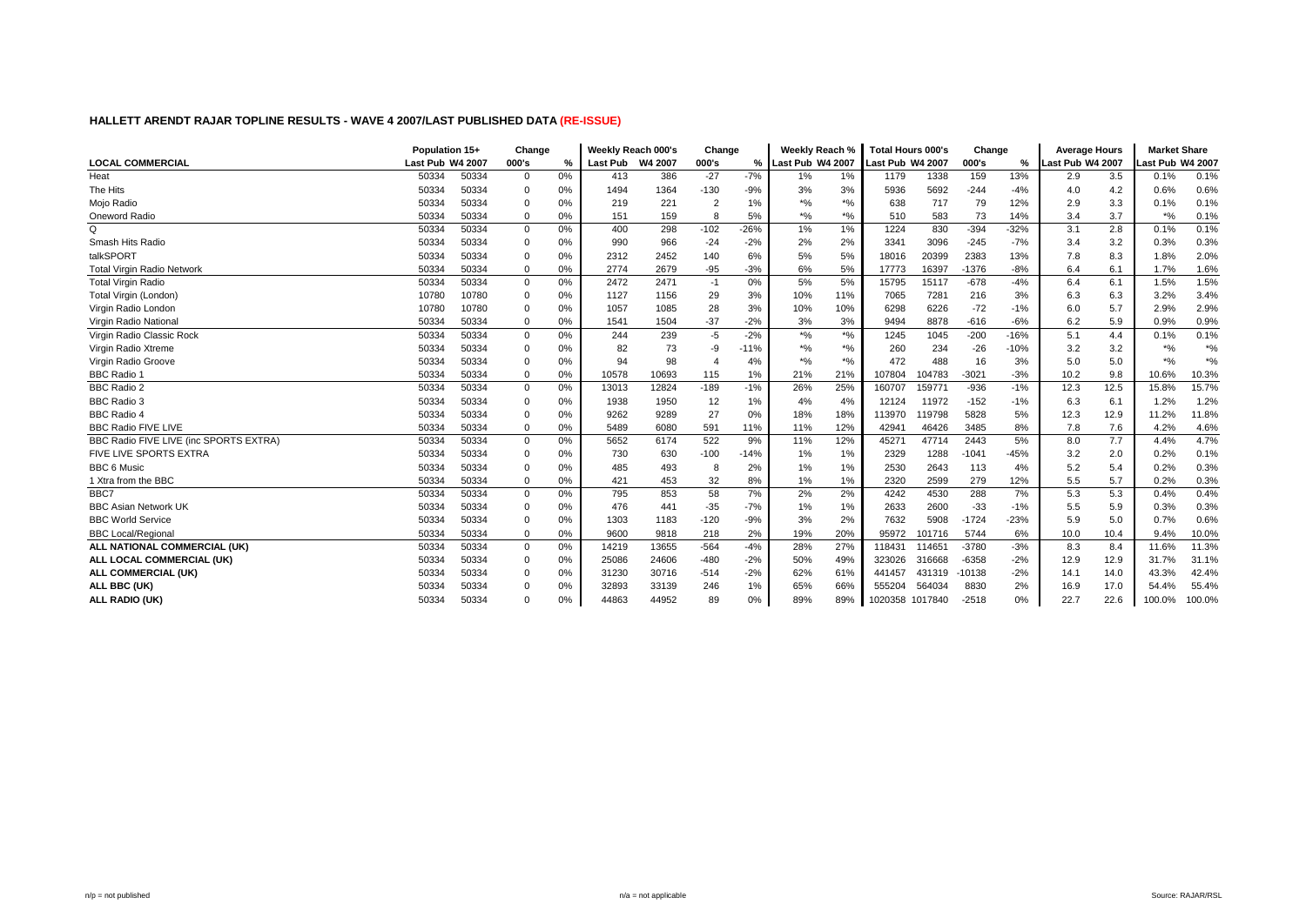## HALLETT ARENDT RAJAR TOPLINE RESULTS - WAVE 4 2007/LAST PUBLISHED DATA (RE-ISSUE)

| | Population 15+ | | Change | | Weekly Reach 000's | | Change | | Weekly Reach % | | Total Hours 000's | | Change | | Average Hours | | Market Share | |
|---|---|---|---|---|---|---|---|---|---|---|---|---|---|---|---|---|---|---|
| **LOCAL COMMERCIAL** | Last Pub | W4 2007 | 000's | % | Last Pub | W4 2007 | 000's | % | Last Pub | W4 2007 | Last Pub | W4 2007 | 000's | % | Last Pub | W4 2007 | Last Pub | W4 2007 |
| Heat | 50334 | 50334 | 0 | 0% | 413 | 386 | -27 | -7% | 1% | 1% | 1179 | 1338 | 159 | 13% | 2.9 | 3.5 | 0.1% | 0.1% |
| The Hits | 50334 | 50334 | 0 | 0% | 1494 | 1364 | -130 | -9% | 3% | 3% | 5936 | 5692 | -244 | -4% | 4.0 | 4.2 | 0.6% | 0.6% |
| Mojo Radio | 50334 | 50334 | 0 | 0% | 219 | 221 | 2 | 1% | *% | *% | 638 | 717 | 79 | 12% | 2.9 | 3.3 | 0.1% | 0.1% |
| Oneword Radio | 50334 | 50334 | 0 | 0% | 151 | 159 | 8 | 5% | *% | *% | 510 | 583 | 73 | 14% | 3.4 | 3.7 | *% | 0.1% |
| Q | 50334 | 50334 | 0 | 0% | 400 | 298 | -102 | -26% | 1% | 1% | 1224 | 830 | -394 | -32% | 3.1 | 2.8 | 0.1% | 0.1% |
| Smash Hits Radio | 50334 | 50334 | 0 | 0% | 990 | 966 | -24 | -2% | 2% | 2% | 3341 | 3096 | -245 | -7% | 3.4 | 3.2 | 0.3% | 0.3% |
| talkSPORT | 50334 | 50334 | 0 | 0% | 2312 | 2452 | 140 | 6% | 5% | 5% | 18016 | 20399 | 2383 | 13% | 7.8 | 8.3 | 1.8% | 2.0% |
| Total Virgin Radio Network | 50334 | 50334 | 0 | 0% | 2774 | 2679 | -95 | -3% | 6% | 5% | 17773 | 16397 | -1376 | -8% | 6.4 | 6.1 | 1.7% | 1.6% |
| Total Virgin Radio | 50334 | 50334 | 0 | 0% | 2472 | 2471 | -1 | 0% | 5% | 5% | 15795 | 15117 | -678 | -4% | 6.4 | 6.1 | 1.5% | 1.5% |
| Total Virgin (London) | 10780 | 10780 | 0 | 0% | 1127 | 1156 | 29 | 3% | 10% | 11% | 7065 | 7281 | 216 | 3% | 6.3 | 6.3 | 3.2% | 3.4% |
| Virgin Radio London | 10780 | 10780 | 0 | 0% | 1057 | 1085 | 28 | 3% | 10% | 10% | 6298 | 6226 | -72 | -1% | 6.0 | 5.7 | 2.9% | 2.9% |
| Virgin Radio National | 50334 | 50334 | 0 | 0% | 1541 | 1504 | -37 | -2% | 3% | 3% | 9494 | 8878 | -616 | -6% | 6.2 | 5.9 | 0.9% | 0.9% |
| Virgin Radio Classic Rock | 50334 | 50334 | 0 | 0% | 244 | 239 | -5 | -2% | *% | *% | 1245 | 1045 | -200 | -16% | 5.1 | 4.4 | 0.1% | 0.1% |
| Virgin Radio Xtreme | 50334 | 50334 | 0 | 0% | 82 | 73 | -9 | -11% | *% | *% | 260 | 234 | -26 | -10% | 3.2 | 3.2 | *% | *% |
| Virgin Radio Groove | 50334 | 50334 | 0 | 0% | 94 | 98 | 4 | 4% | *% | *% | 472 | 488 | 16 | 3% | 5.0 | 5.0 | *% | *% |
| BBC Radio 1 | 50334 | 50334 | 0 | 0% | 10578 | 10693 | 115 | 1% | 21% | 21% | 107804 | 104783 | -3021 | -3% | 10.2 | 9.8 | 10.6% | 10.3% |
| BBC Radio 2 | 50334 | 50334 | 0 | 0% | 13013 | 12824 | -189 | -1% | 26% | 25% | 160707 | 159771 | -936 | -1% | 12.3 | 12.5 | 15.8% | 15.7% |
| BBC Radio 3 | 50334 | 50334 | 0 | 0% | 1938 | 1950 | 12 | 1% | 4% | 4% | 12124 | 11972 | -152 | -1% | 6.3 | 6.1 | 1.2% | 1.2% |
| BBC Radio 4 | 50334 | 50334 | 0 | 0% | 9262 | 9289 | 27 | 0% | 18% | 18% | 113970 | 119798 | 5828 | 5% | 12.3 | 12.9 | 11.2% | 11.8% |
| BBC Radio FIVE LIVE | 50334 | 50334 | 0 | 0% | 5489 | 6080 | 591 | 11% | 11% | 12% | 42941 | 46426 | 3485 | 8% | 7.8 | 7.6 | 4.2% | 4.6% |
| BBC Radio FIVE LIVE (inc SPORTS EXTRA) | 50334 | 50334 | 0 | 0% | 5652 | 6174 | 522 | 9% | 11% | 12% | 45271 | 47714 | 2443 | 5% | 8.0 | 7.7 | 4.4% | 4.7% |
| FIVE LIVE SPORTS EXTRA | 50334 | 50334 | 0 | 0% | 730 | 630 | -100 | -14% | 1% | 1% | 2329 | 1288 | -1041 | -45% | 3.2 | 2.0 | 0.2% | 0.1% |
| BBC 6 Music | 50334 | 50334 | 0 | 0% | 485 | 493 | 8 | 2% | 1% | 1% | 2530 | 2643 | 113 | 4% | 5.2 | 5.4 | 0.2% | 0.3% |
| 1 Xtra from the BBC | 50334 | 50334 | 0 | 0% | 421 | 453 | 32 | 8% | 1% | 1% | 2320 | 2599 | 279 | 12% | 5.5 | 5.7 | 0.2% | 0.3% |
| BBC7 | 50334 | 50334 | 0 | 0% | 795 | 853 | 58 | 7% | 2% | 2% | 4242 | 4530 | 288 | 7% | 5.3 | 5.3 | 0.4% | 0.4% |
| BBC Asian Network UK | 50334 | 50334 | 0 | 0% | 476 | 441 | -35 | -7% | 1% | 1% | 2633 | 2600 | -33 | -1% | 5.5 | 5.9 | 0.3% | 0.3% |
| BBC World Service | 50334 | 50334 | 0 | 0% | 1303 | 1183 | -120 | -9% | 3% | 2% | 7632 | 5908 | -1724 | -23% | 5.9 | 5.0 | 0.7% | 0.6% |
| BBC Local/Regional | 50334 | 50334 | 0 | 0% | 9600 | 9818 | 218 | 2% | 19% | 20% | 95972 | 101716 | 5744 | 6% | 10.0 | 10.4 | 9.4% | 10.0% |
| **ALL NATIONAL COMMERCIAL (UK)** | 50334 | 50334 | 0 | 0% | 14219 | 13655 | -564 | -4% | 28% | 27% | 118431 | 114651 | -3780 | -3% | 8.3 | 8.4 | 11.6% | 11.3% |
| **ALL LOCAL COMMERCIAL (UK)** | 50334 | 50334 | 0 | 0% | 25086 | 24606 | -480 | -2% | 50% | 49% | 323026 | 316668 | -6358 | -2% | 12.9 | 12.9 | 31.7% | 31.1% |
| **ALL COMMERCIAL (UK)** | 50334 | 50334 | 0 | 0% | 31230 | 30716 | -514 | -2% | 62% | 61% | 441457 | 431319 | -10138 | -2% | 14.1 | 14.0 | 43.3% | 42.4% |
| **ALL BBC (UK)** | 50334 | 50334 | 0 | 0% | 32893 | 33139 | 246 | 1% | 65% | 66% | 555204 | 564034 | 8830 | 2% | 16.9 | 17.0 | 54.4% | 55.4% |
| **ALL RADIO (UK)** | 50334 | 50334 | 0 | 0% | 44863 | 44952 | 89 | 0% | 89% | 89% | 1020358 | 1017840 | -2518 | 0% | 22.7 | 22.6 | 100.0% | 100.0% |

n/p = not published

n/a = not applicable

Source: RAJAR/RSL